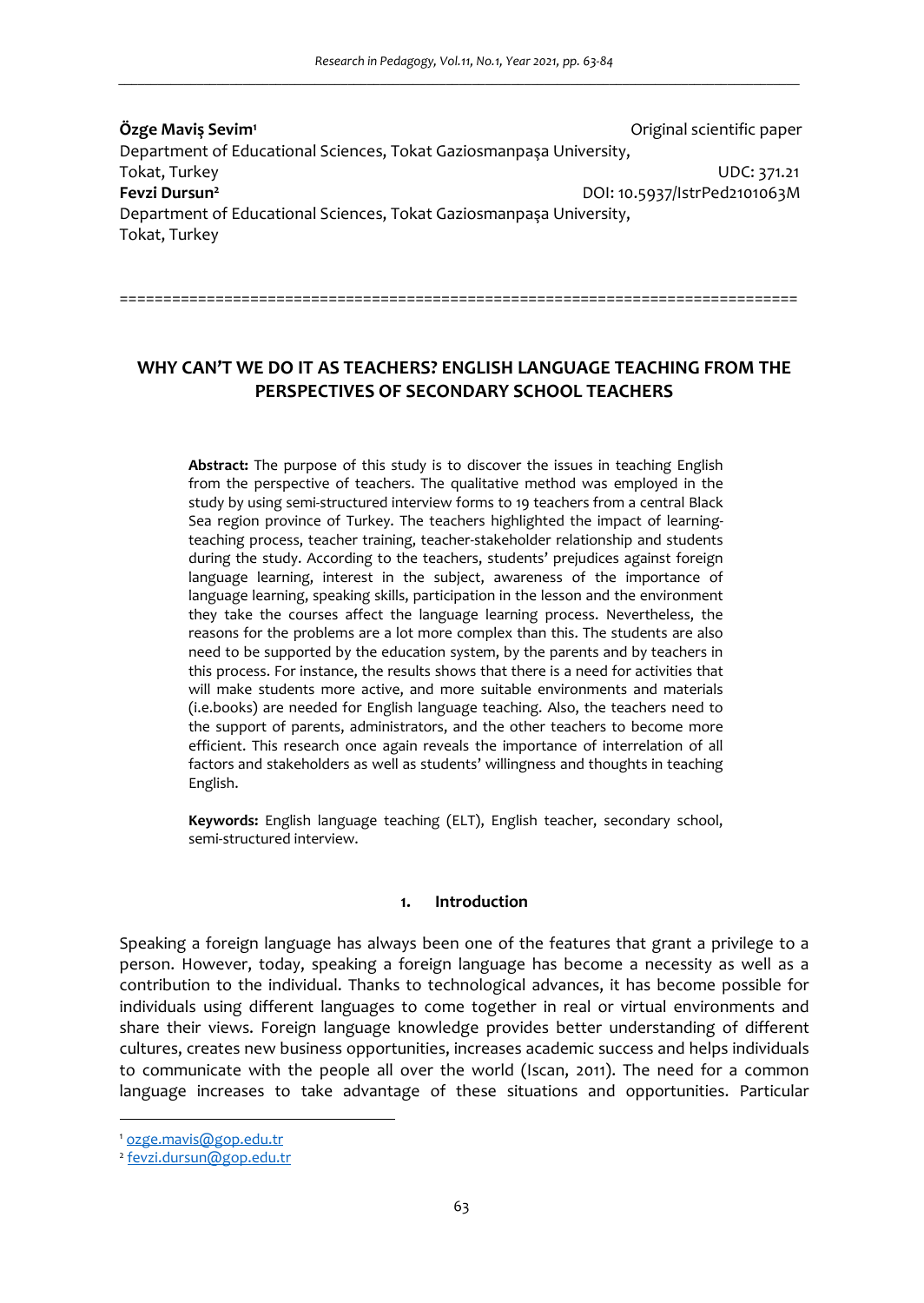**Özge Maviş Sevim**[1]
Department of Educational Sciences, Tokat Gaziosmanpaşa University, Tokat, Turkey

**Fevzi Dursun**[2]
Department of Educational Sciences, Tokat Gaziosmanpaşa University, Tokat, Turkey

Original scientific paper
UDC: 371.21
DOI: 10.5937/IstrPed2101063M

===============================================================================

# WHY CAN'T WE DO IT AS TEACHERS? ENGLISH LANGUAGE TEACHING FROM THE PERSPECTIVES OF SECONDARY SCHOOL TEACHERS

**Abstract:** The purpose of this study is to discover the issues in teaching English from the perspective of teachers. The qualitative method was employed in the study by using semi-structured interview forms to 19 teachers from a central Black Sea region province of Turkey. The teachers highlighted the impact of learning-teaching process, teacher training, teacher-stakeholder relationship and students during the study. According to the teachers, students' prejudices against foreign language learning, interest in the subject, awareness of the importance of language learning, speaking skills, participation in the lesson and the environment they take the courses affect the language learning process. Nevertheless, the reasons for the problems are a lot more complex than this. The students are also need to be supported by the education system, by the parents and by teachers in this process. For instance, the results shows that there is a need for activities that will make students more active, and more suitable environments and materials (i.e.books) are needed for English language teaching. Also, the teachers need to the support of parents, administrators, and the other teachers to become more efficient. This research once again reveals the importance of interrelation of all factors and stakeholders as well as students' willingness and thoughts in teaching English.

**Keywords:** English language teaching (ELT), English teacher, secondary school, semi-structured interview.

## 1. Introduction

Speaking a foreign language has always been one of the features that grant a privilege to a person. However, today, speaking a foreign language has become a necessity as well as a contribution to the individual. Thanks to technological advances, it has become possible for individuals using different languages to come together in real or virtual environments and share their views. Foreign language knowledge provides better understanding of different cultures, creates new business opportunities, increases academic success and helps individuals to communicate with the people all over the world (Iscan, 2011). The need for a common language increases to take advantage of these situations and opportunities. Particular

---

[1] ozge.mavis@gop.edu.tr

[2] fevzi.dursun@gop.edu.tr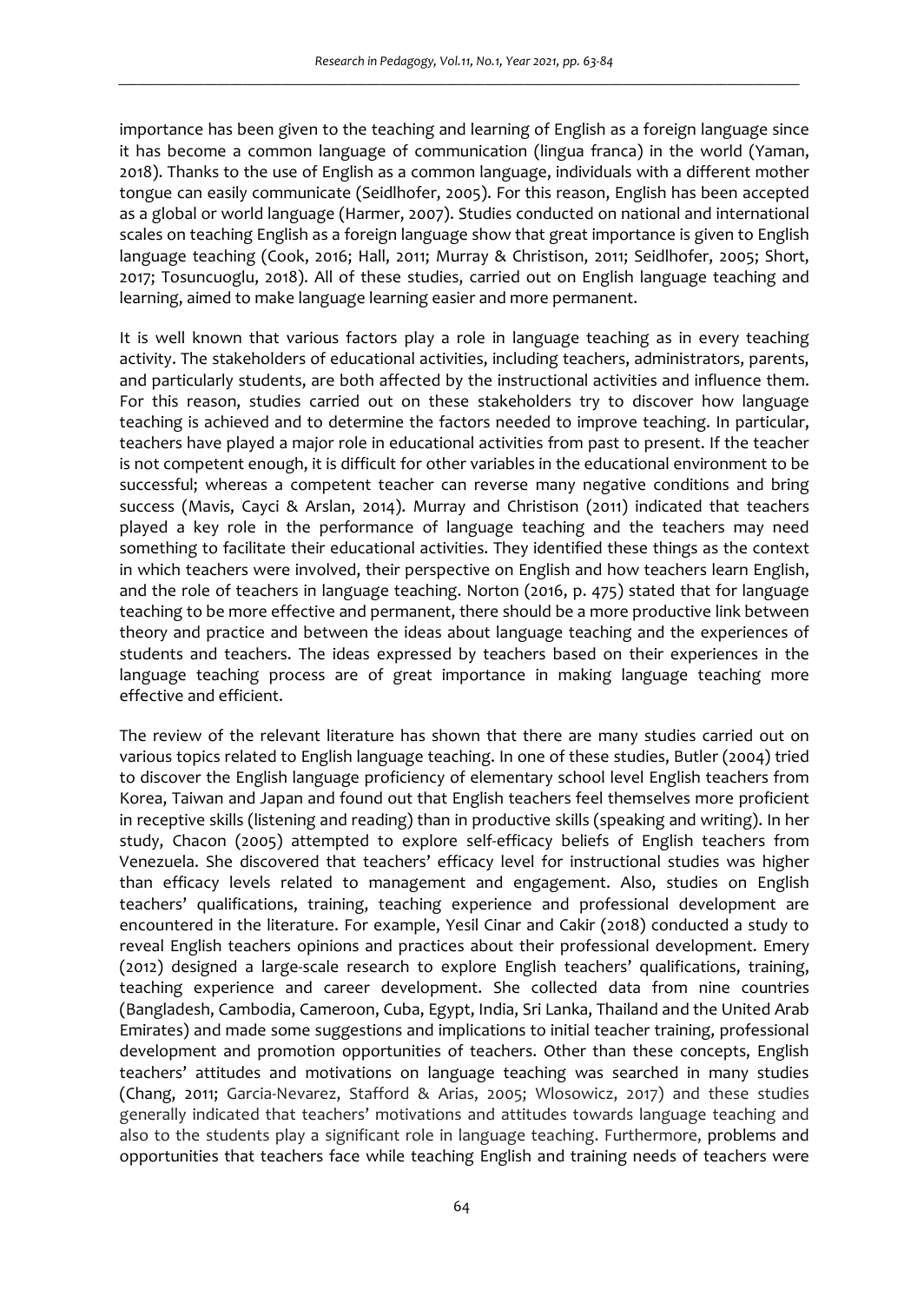importance has been given to the teaching and learning of English as a foreign language since it has become a common language of communication (lingua franca) in the world (Yaman, 2018). Thanks to the use of English as a common language, individuals with a different mother tongue can easily communicate (Seidlhofer, 2005). For this reason, English has been accepted as a global or world language (Harmer, 2007). Studies conducted on national and international scales on teaching English as a foreign language show that great importance is given to English language teaching (Cook, 2016; Hall, 2011; Murray & Christison, 2011; Seidlhofer, 2005; Short, 2017; Tosuncuoglu, 2018). All of these studies, carried out on English language teaching and learning, aimed to make language learning easier and more permanent.

It is well known that various factors play a role in language teaching as in every teaching activity. The stakeholders of educational activities, including teachers, administrators, parents, and particularly students, are both affected by the instructional activities and influence them. For this reason, studies carried out on these stakeholders try to discover how language teaching is achieved and to determine the factors needed to improve teaching. In particular, teachers have played a major role in educational activities from past to present. If the teacher is not competent enough, it is difficult for other variables in the educational environment to be successful; whereas a competent teacher can reverse many negative conditions and bring success (Mavis, Cayci & Arslan, 2014). Murray and Christison (2011) indicated that teachers played a key role in the performance of language teaching and the teachers may need something to facilitate their educational activities. They identified these things as the context in which teachers were involved, their perspective on English and how teachers learn English, and the role of teachers in language teaching. Norton (2016, p. 475) stated that for language teaching to be more effective and permanent, there should be a more productive link between theory and practice and between the ideas about language teaching and the experiences of students and teachers. The ideas expressed by teachers based on their experiences in the language teaching process are of great importance in making language teaching more effective and efficient.

The review of the relevant literature has shown that there are many studies carried out on various topics related to English language teaching. In one of these studies, Butler (2004) tried to discover the English language proficiency of elementary school level English teachers from Korea, Taiwan and Japan and found out that English teachers feel themselves more proficient in receptive skills (listening and reading) than in productive skills (speaking and writing). In her study, Chacon (2005) attempted to explore self-efficacy beliefs of English teachers from Venezuela. She discovered that teachers' efficacy level for instructional studies was higher than efficacy levels related to management and engagement. Also, studies on English teachers' qualifications, training, teaching experience and professional development are encountered in the literature. For example, Yesil Cinar and Cakir (2018) conducted a study to reveal English teachers opinions and practices about their professional development. Emery (2012) designed a large-scale research to explore English teachers' qualifications, training, teaching experience and career development. She collected data from nine countries (Bangladesh, Cambodia, Cameroon, Cuba, Egypt, India, Sri Lanka, Thailand and the United Arab Emirates) and made some suggestions and implications to initial teacher training, professional development and promotion opportunities of teachers. Other than these concepts, English teachers' attitudes and motivations on language teaching was searched in many studies (Chang, 2011; Garcia-Nevarez, Stafford & Arias, 2005; Wlosowicz, 2017) and these studies generally indicated that teachers' motivations and attitudes towards language teaching and also to the students play a significant role in language teaching. Furthermore, problems and opportunities that teachers face while teaching English and training needs of teachers were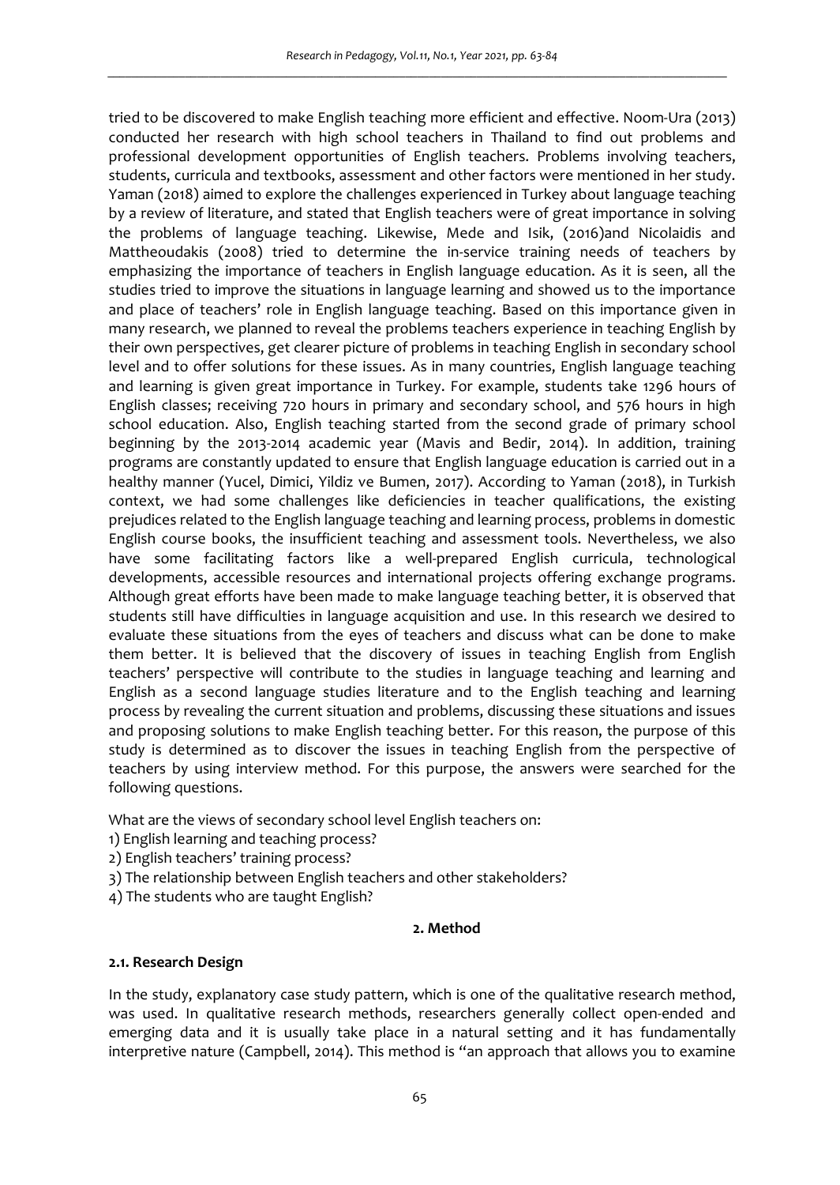tried to be discovered to make English teaching more efficient and effective. Noom-Ura (2013) conducted her research with high school teachers in Thailand to find out problems and professional development opportunities of English teachers. Problems involving teachers, students, curricula and textbooks, assessment and other factors were mentioned in her study. Yaman (2018) aimed to explore the challenges experienced in Turkey about language teaching by a review of literature, and stated that English teachers were of great importance in solving the problems of language teaching. Likewise, Mede and Isik, (2016)and Nicolaidis and Mattheoudakis (2008) tried to determine the in-service training needs of teachers by emphasizing the importance of teachers in English language education. As it is seen, all the studies tried to improve the situations in language learning and showed us to the importance and place of teachers' role in English language teaching. Based on this importance given in many research, we planned to reveal the problems teachers experience in teaching English by their own perspectives, get clearer picture of problems in teaching English in secondary school level and to offer solutions for these issues. As in many countries, English language teaching and learning is given great importance in Turkey. For example, students take 1296 hours of English classes; receiving 720 hours in primary and secondary school, and 576 hours in high school education. Also, English teaching started from the second grade of primary school beginning by the 2013-2014 academic year (Mavis and Bedir, 2014). In addition, training programs are constantly updated to ensure that English language education is carried out in a healthy manner (Yucel, Dimici, Yildiz ve Bumen, 2017). According to Yaman (2018), in Turkish context, we had some challenges like deficiencies in teacher qualifications, the existing prejudices related to the English language teaching and learning process, problems in domestic English course books, the insufficient teaching and assessment tools. Nevertheless, we also have some facilitating factors like a well-prepared English curricula, technological developments, accessible resources and international projects offering exchange programs. Although great efforts have been made to make language teaching better, it is observed that students still have difficulties in language acquisition and use. In this research we desired to evaluate these situations from the eyes of teachers and discuss what can be done to make them better. It is believed that the discovery of issues in teaching English from English teachers' perspective will contribute to the studies in language teaching and learning and English as a second language studies literature and to the English teaching and learning process by revealing the current situation and problems, discussing these situations and issues and proposing solutions to make English teaching better. For this reason, the purpose of this study is determined as to discover the issues in teaching English from the perspective of teachers by using interview method. For this purpose, the answers were searched for the following questions.

What are the views of secondary school level English teachers on:
1) English learning and teaching process?
2) English teachers' training process?
3) The relationship between English teachers and other stakeholders?
4) The students who are taught English?

## 2. Method

### 2.1. Research Design

In the study, explanatory case study pattern, which is one of the qualitative research method, was used. In qualitative research methods, researchers generally collect open-ended and emerging data and it is usually take place in a natural setting and it has fundamentally interpretive nature (Campbell, 2014). This method is "an approach that allows you to examine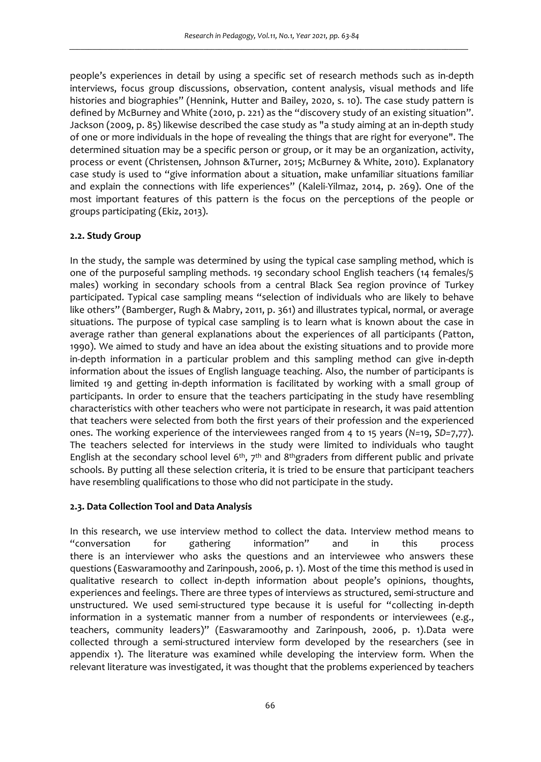people's experiences in detail by using a specific set of research methods such as in-depth interviews, focus group discussions, observation, content analysis, visual methods and life histories and biographies" (Hennink, Hutter and Bailey, 2020, s. 10). The case study pattern is defined by McBurney and White (2010, p. 221) as the "discovery study of an existing situation". Jackson (2009, p. 85) likewise described the case study as "a study aiming at an in-depth study of one or more individuals in the hope of revealing the things that are right for everyone". The determined situation may be a specific person or group, or it may be an organization, activity, process or event (Christensen, Johnson &Turner, 2015; McBurney & White, 2010). Explanatory case study is used to "give information about a situation, make unfamiliar situations familiar and explain the connections with life experiences" (Kaleli-Yilmaz, 2014, p. 269). One of the most important features of this pattern is the focus on the perceptions of the people or groups participating (Ekiz, 2013).

### 2.2. Study Group

In the study, the sample was determined by using the typical case sampling method, which is one of the purposeful sampling methods. 19 secondary school English teachers (14 females/5 males) working in secondary schools from a central Black Sea region province of Turkey participated. Typical case sampling means "selection of individuals who are likely to behave like others" (Bamberger, Rugh & Mabry, 2011, p. 361) and illustrates typical, normal, or average situations. The purpose of typical case sampling is to learn what is known about the case in average rather than general explanations about the experiences of all participants (Patton, 1990). We aimed to study and have an idea about the existing situations and to provide more in-depth information in a particular problem and this sampling method can give in-depth information about the issues of English language teaching. Also, the number of participants is limited 19 and getting in-depth information is facilitated by working with a small group of participants. In order to ensure that the teachers participating in the study have resembling characteristics with other teachers who were not participate in research, it was paid attention that teachers were selected from both the first years of their profession and the experienced ones. The working experience of the interviewees ranged from 4 to 15 years ($N$=19, $SD$=7,77). The teachers selected for interviews in the study were limited to individuals who taught English at the secondary school level 6th, 7th and 8thgraders from different public and private schools. By putting all these selection criteria, it is tried to be ensure that participant teachers have resembling qualifications to those who did not participate in the study.

### 2.3. Data Collection Tool and Data Analysis

In this research, we use interview method to collect the data. Interview method means to "conversation for gathering information" and in this process there is an interviewer who asks the questions and an interviewee who answers these questions (Easwaramoothy and Zarinpoush, 2006, p. 1). Most of the time this method is used in qualitative research to collect in-depth information about people's opinions, thoughts, experiences and feelings. There are three types of interviews as structured, semi-structure and unstructured. We used semi-structured type because it is useful for "collecting in-depth information in a systematic manner from a number of respondents or interviewees (e.g., teachers, community leaders)" (Easwaramoothy and Zarinpoush, 2006, p. 1).Data were collected through a semi-structured interview form developed by the researchers (see in appendix 1). The literature was examined while developing the interview form. When the relevant literature was investigated, it was thought that the problems experienced by teachers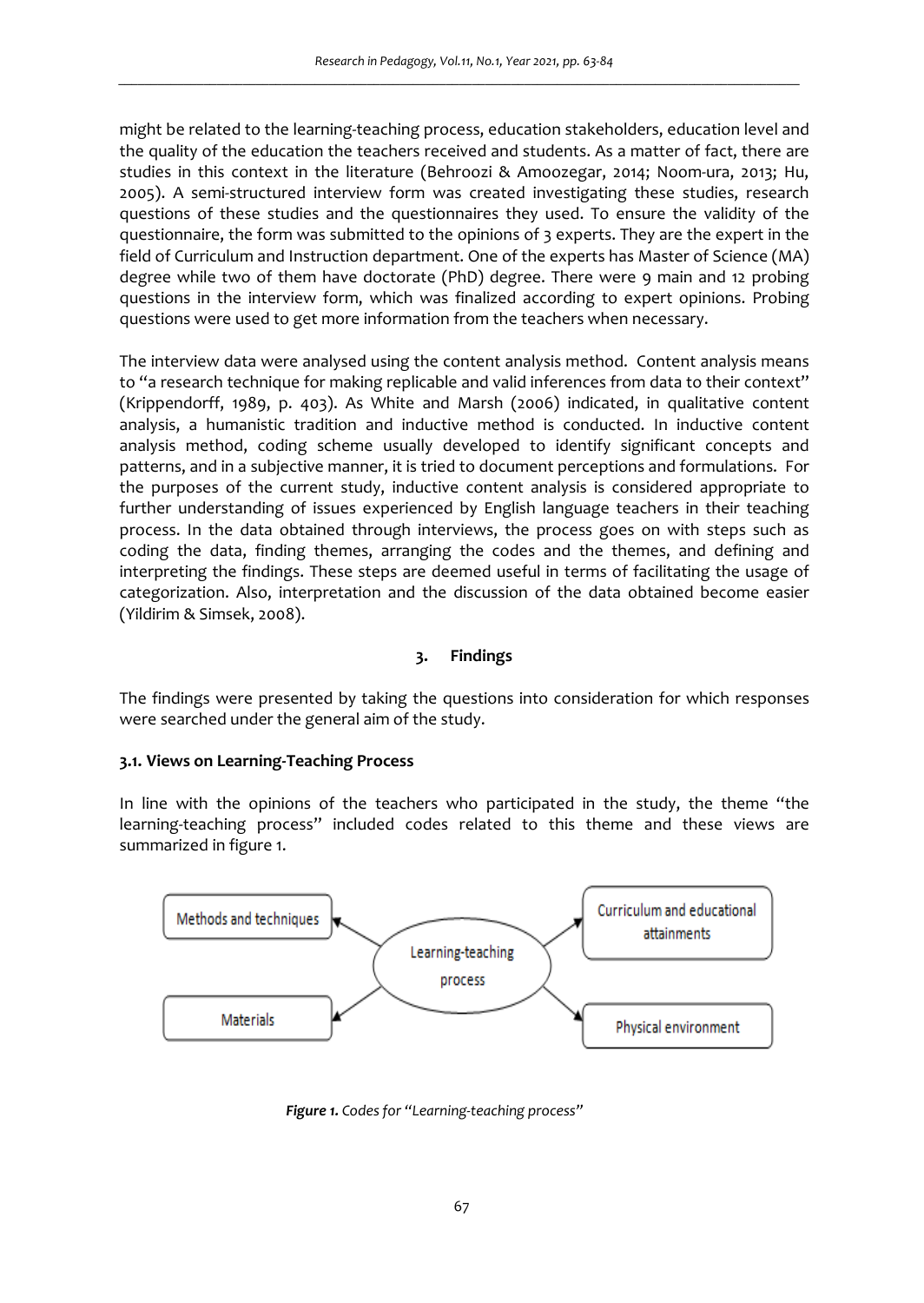might be related to the learning-teaching process, education stakeholders, education level and the quality of the education the teachers received and students. As a matter of fact, there are studies in this context in the literature (Behroozi & Amoozegar, 2014; Noom-ura, 2013; Hu, 2005). A semi-structured interview form was created investigating these studies, research questions of these studies and the questionnaires they used. To ensure the validity of the questionnaire, the form was submitted to the opinions of 3 experts. They are the expert in the field of Curriculum and Instruction department. One of the experts has Master of Science (MA) degree while two of them have doctorate (PhD) degree. There were 9 main and 12 probing questions in the interview form, which was finalized according to expert opinions. Probing questions were used to get more information from the teachers when necessary.

The interview data were analysed using the content analysis method. Content analysis means to "a research technique for making replicable and valid inferences from data to their context" (Krippendorff, 1989, p. 403). As White and Marsh (2006) indicated, in qualitative content analysis, a humanistic tradition and inductive method is conducted. In inductive content analysis method, coding scheme usually developed to identify significant concepts and patterns, and in a subjective manner, it is tried to document perceptions and formulations. For the purposes of the current study, inductive content analysis is considered appropriate to further understanding of issues experienced by English language teachers in their teaching process. In the data obtained through interviews, the process goes on with steps such as coding the data, finding themes, arranging the codes and the themes, and defining and interpreting the findings. These steps are deemed useful in terms of facilitating the usage of categorization. Also, interpretation and the discussion of the data obtained become easier (Yildirim & Simsek, 2008).

## 3. Findings

The findings were presented by taking the questions into consideration for which responses were searched under the general aim of the study.

### 3.1. Views on Learning-Teaching Process

In line with the opinions of the teachers who participated in the study, the theme "the learning-teaching process" included codes related to this theme and these views are summarized in figure 1.

Methods and techniques — Learning-teaching process — Curriculum and educational attainments

Materials — Physical environment

***Figure 1.*** *Codes for "Learning-teaching process"*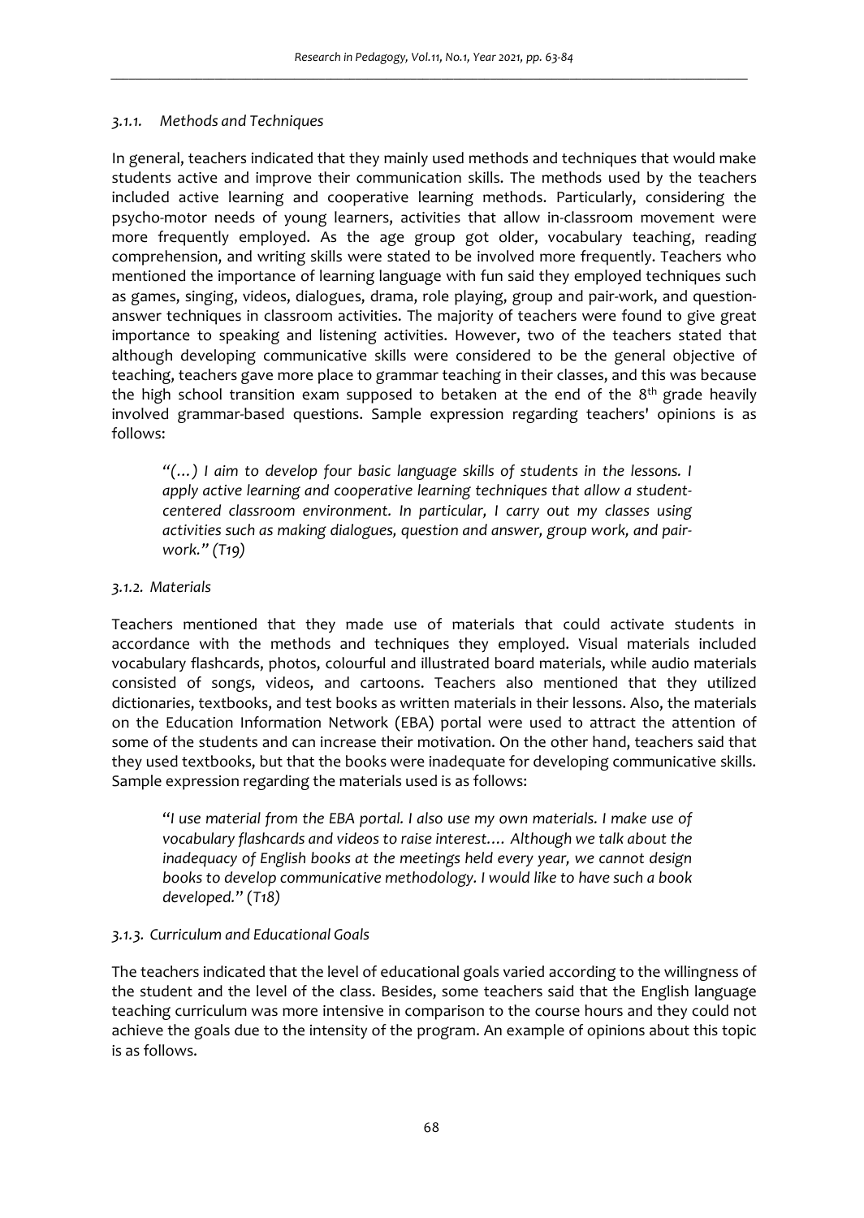#### *3.1.1. Methods and Techniques*

In general, teachers indicated that they mainly used methods and techniques that would make students active and improve their communication skills. The methods used by the teachers included active learning and cooperative learning methods. Particularly, considering the psycho-motor needs of young learners, activities that allow in-classroom movement were more frequently employed. As the age group got older, vocabulary teaching, reading comprehension, and writing skills were stated to be involved more frequently. Teachers who mentioned the importance of learning language with fun said they employed techniques such as games, singing, videos, dialogues, drama, role playing, group and pair-work, and question-answer techniques in classroom activities. The majority of teachers were found to give great importance to speaking and listening activities. However, two of the teachers stated that although developing communicative skills were considered to be the general objective of teaching, teachers gave more place to grammar teaching in their classes, and this was because the high school transition exam supposed to betaken at the end of the 8th grade heavily involved grammar-based questions. Sample expression regarding teachers' opinions is as follows:

> *"(…) I aim to develop four basic language skills of students in the lessons. I apply active learning and cooperative learning techniques that allow a student-centered classroom environment. In particular, I carry out my classes using activities such as making dialogues, question and answer, group work, and pair-work." (T19)*

#### *3.1.2. Materials*

Teachers mentioned that they made use of materials that could activate students in accordance with the methods and techniques they employed. Visual materials included vocabulary flashcards, photos, colourful and illustrated board materials, while audio materials consisted of songs, videos, and cartoons. Teachers also mentioned that they utilized dictionaries, textbooks, and test books as written materials in their lessons. Also, the materials on the Education Information Network (EBA) portal were used to attract the attention of some of the students and can increase their motivation. On the other hand, teachers said that they used textbooks, but that the books were inadequate for developing communicative skills. Sample expression regarding the materials used is as follows:

> *"I use material from the EBA portal. I also use my own materials. I make use of vocabulary flashcards and videos to raise interest.… Although we talk about the inadequacy of English books at the meetings held every year, we cannot design books to develop communicative methodology. I would like to have such a book developed." (T18)*

#### *3.1.3. Curriculum and Educational Goals*

The teachers indicated that the level of educational goals varied according to the willingness of the student and the level of the class. Besides, some teachers said that the English language teaching curriculum was more intensive in comparison to the course hours and they could not achieve the goals due to the intensity of the program. An example of opinions about this topic is as follows.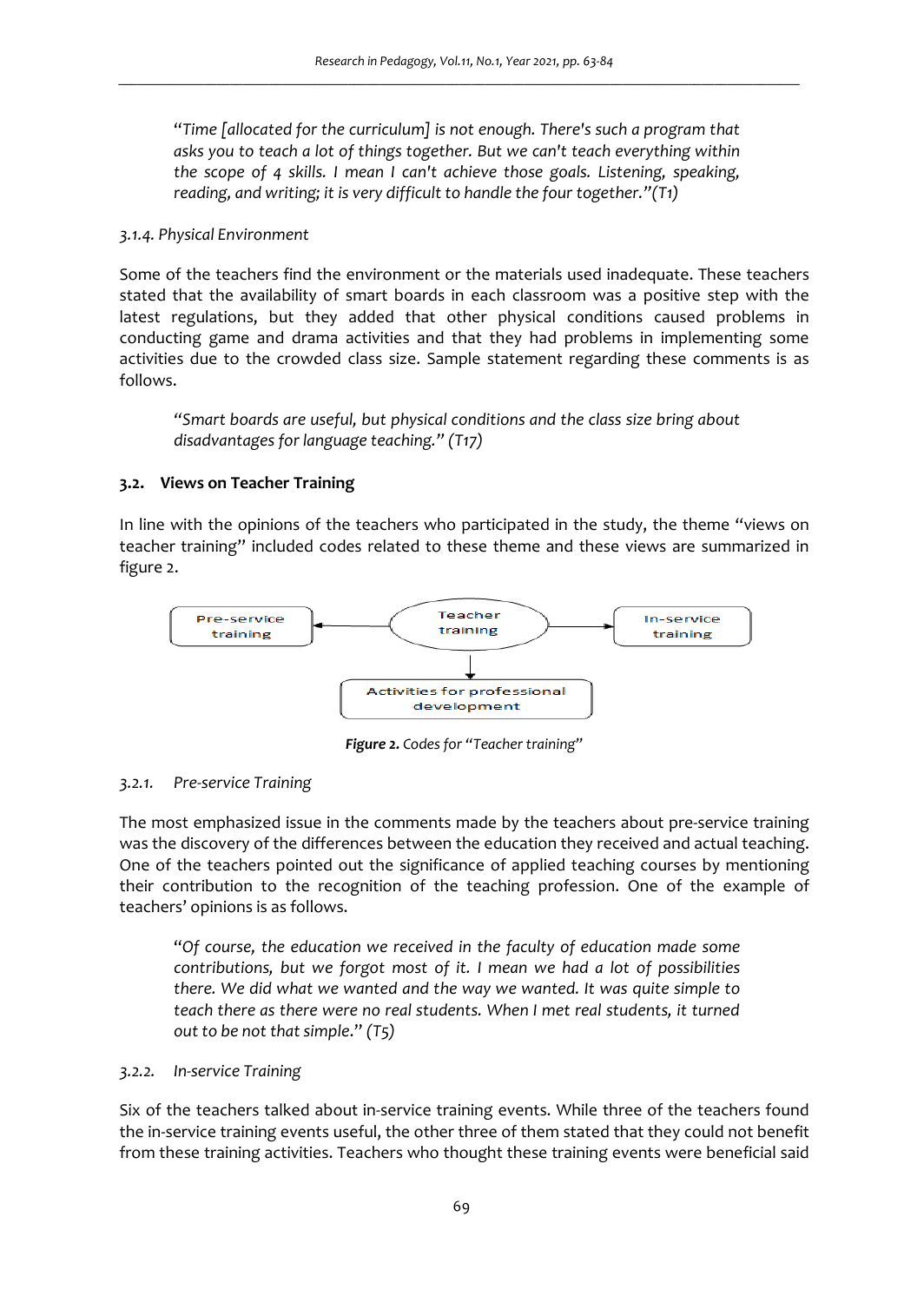> "Time [allocated for the curriculum] is not enough. There's such a program that asks you to teach a lot of things together. But we can't teach everything within the scope of 4 skills. I mean I can't achieve those goals. Listening, speaking, reading, and writing; it is very difficult to handle the four together."(T1)

#### *3.1.4. Physical Environment*

Some of the teachers find the environment or the materials used inadequate. These teachers stated that the availability of smart boards in each classroom was a positive step with the latest regulations, but they added that other physical conditions caused problems in conducting game and drama activities and that they had problems in implementing some activities due to the crowded class size. Sample statement regarding these comments is as follows.

> "Smart boards are useful, but physical conditions and the class size bring about disadvantages for language teaching." (T17)

### 3.2. Views on Teacher Training

In line with the opinions of the teachers who participated in the study, the theme "views on teacher training" included codes related to these theme and these views are summarized in figure 2.

Pre-service training ← Teacher training → In-service training
↓
Activities for professional development

***Figure 2.*** *Codes for "Teacher training"*

#### *3.2.1. Pre-service Training*

The most emphasized issue in the comments made by the teachers about pre-service training was the discovery of the differences between the education they received and actual teaching. One of the teachers pointed out the significance of applied teaching courses by mentioning their contribution to the recognition of the teaching profession. One of the example of teachers' opinions is as follows.

> "Of course, the education we received in the faculty of education made some contributions, but we forgot most of it. I mean we had a lot of possibilities there. We did what we wanted and the way we wanted. It was quite simple to teach there as there were no real students. When I met real students, it turned out to be not that simple." (T5)

#### *3.2.2. In-service Training*

Six of the teachers talked about in-service training events. While three of the teachers found the in-service training events useful, the other three of them stated that they could not benefit from these training activities. Teachers who thought these training events were beneficial said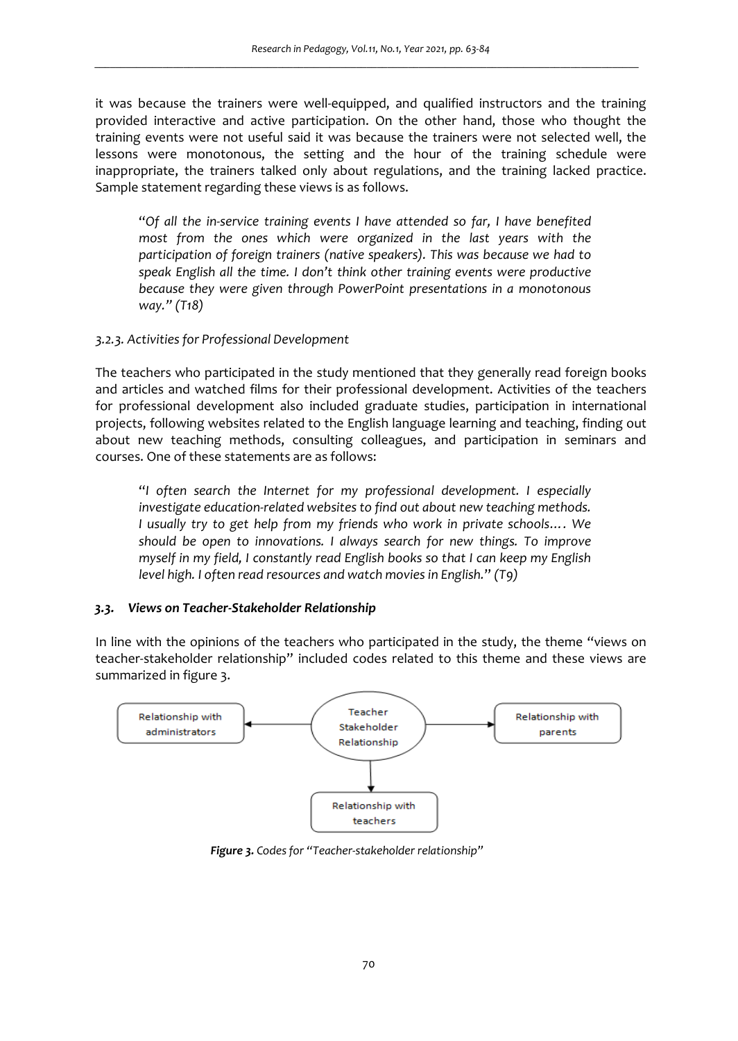it was because the trainers were well-equipped, and qualified instructors and the training provided interactive and active participation. On the other hand, those who thought the training events were not useful said it was because the trainers were not selected well, the lessons were monotonous, the setting and the hour of the training schedule were inappropriate, the trainers talked only about regulations, and the training lacked practice. Sample statement regarding these views is as follows.

> *"Of all the in-service training events I have attended so far, I have benefited most from the ones which were organized in the last years with the participation of foreign trainers (native speakers). This was because we had to speak English all the time. I don't think other training events were productive because they were given through PowerPoint presentations in a monotonous way." (T18)*

### *3.2.3. Activities for Professional Development*

The teachers who participated in the study mentioned that they generally read foreign books and articles and watched films for their professional development. Activities of the teachers for professional development also included graduate studies, participation in international projects, following websites related to the English language learning and teaching, finding out about new teaching methods, consulting colleagues, and participation in seminars and courses. One of these statements are as follows:

> *"I often search the Internet for my professional development. I especially investigate education-related websites to find out about new teaching methods. I usually try to get help from my friends who work in private schools…. We should be open to innovations. I always search for new things. To improve myself in my field, I constantly read English books so that I can keep my English level high. I often read resources and watch movies in English." (T9)*

## *3.3. Views on Teacher-Stakeholder Relationship*

In line with the opinions of the teachers who participated in the study, the theme "views on teacher-stakeholder relationship" included codes related to this theme and these views are summarized in figure 3.

Teacher Stakeholder Relationship → Relationship with administrators; Relationship with parents; Relationship with teachers

***Figure 3.*** *Codes for "Teacher-stakeholder relationship"*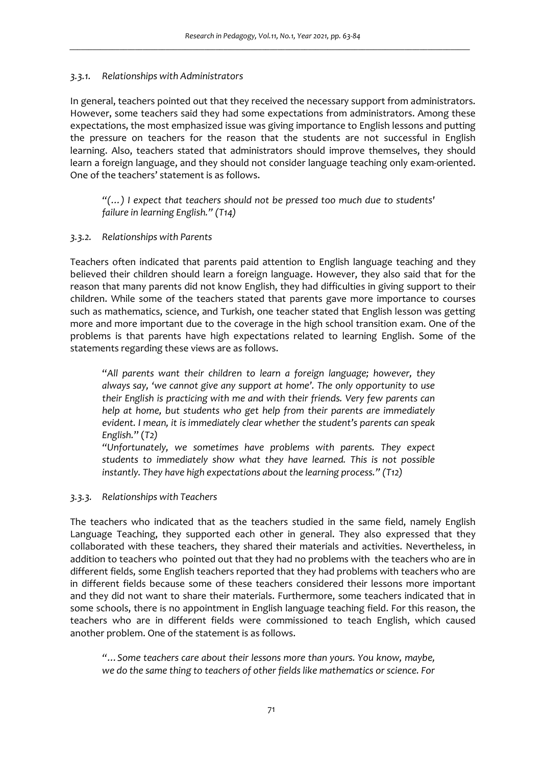#### *3.3.1. Relationships with Administrators*

In general, teachers pointed out that they received the necessary support from administrators. However, some teachers said they had some expectations from administrators. Among these expectations, the most emphasized issue was giving importance to English lessons and putting the pressure on teachers for the reason that the students are not successful in English learning. Also, teachers stated that administrators should improve themselves, they should learn a foreign language, and they should not consider language teaching only exam-oriented. One of the teachers' statement is as follows.

> *"(…) I expect that teachers should not be pressed too much due to students' failure in learning English." (T14)*

#### *3.3.2. Relationships with Parents*

Teachers often indicated that parents paid attention to English language teaching and they believed their children should learn a foreign language. However, they also said that for the reason that many parents did not know English, they had difficulties in giving support to their children. While some of the teachers stated that parents gave more importance to courses such as mathematics, science, and Turkish, one teacher stated that English lesson was getting more and more important due to the coverage in the high school transition exam. One of the problems is that parents have high expectations related to learning English. Some of the statements regarding these views are as follows.

> "*All parents want their children to learn a foreign language; however, they always say, 'we cannot give any support at home'. The only opportunity to use their English is practicing with me and with their friends. Very few parents can help at home, but students who get help from their parents are immediately evident. I mean, it is immediately clear whether the student's parents can speak English.*" (*T2*)
>
> *"Unfortunately, we sometimes have problems with parents. They expect students to immediately show what they have learned. This is not possible instantly. They have high expectations about the learning process." (T12)*

#### *3.3.3. Relationships with Teachers*

The teachers who indicated that as the teachers studied in the same field, namely English Language Teaching, they supported each other in general. They also expressed that they collaborated with these teachers, they shared their materials and activities. Nevertheless, in addition to teachers who pointed out that they had no problems with the teachers who are in different fields, some English teachers reported that they had problems with teachers who are in different fields because some of these teachers considered their lessons more important and they did not want to share their materials. Furthermore, some teachers indicated that in some schools, there is no appointment in English language teaching field. For this reason, the teachers who are in different fields were commissioned to teach English, which caused another problem. One of the statement is as follows.

> *"…Some teachers care about their lessons more than yours. You know, maybe, we do the same thing to teachers of other fields like mathematics or science. For*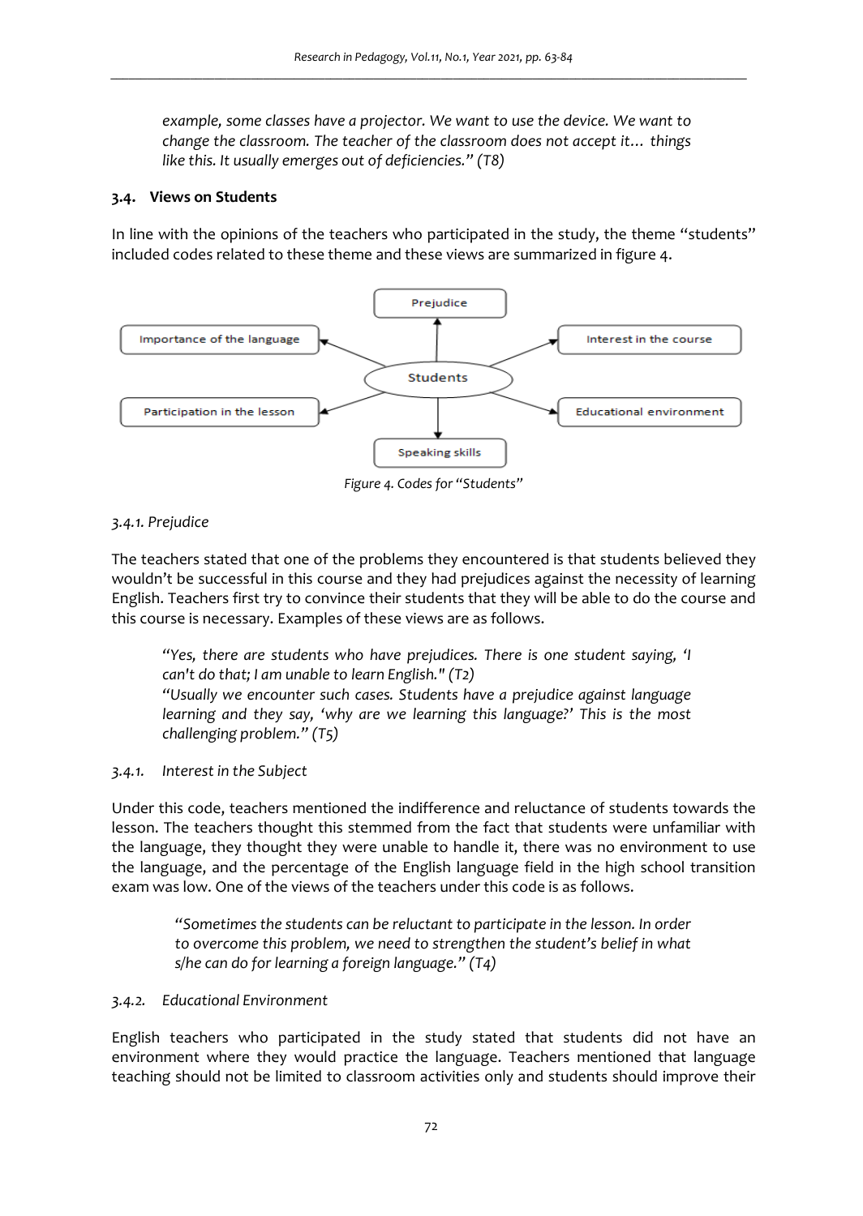*example, some classes have a projector. We want to use the device. We want to change the classroom. The teacher of the classroom does not accept it… things like this. It usually emerges out of deficiencies." (T8)*

### 3.4. Views on Students

In line with the opinions of the teachers who participated in the study, the theme "students" included codes related to these theme and these views are summarized in figure 4.

Prejudice
Importance of the language
Interest in the course
Students
Participation in the lesson
Educational environment
Speaking skills

*Figure 4. Codes for "Students"*

#### *3.4.1. Prejudice*

The teachers stated that one of the problems they encountered is that students believed they wouldn't be successful in this course and they had prejudices against the necessity of learning English. Teachers first try to convince their students that they will be able to do the course and this course is necessary. Examples of these views are as follows.

> *"Yes, there are students who have prejudices. There is one student saying, 'I can't do that; I am unable to learn English." (T2)*
> *"Usually we encounter such cases. Students have a prejudice against language learning and they say, 'why are we learning this language?' This is the most challenging problem." (T5)*

#### *3.4.1. Interest in the Subject*

Under this code, teachers mentioned the indifference and reluctance of students towards the lesson. The teachers thought this stemmed from the fact that students were unfamiliar with the language, they thought they were unable to handle it, there was no environment to use the language, and the percentage of the English language field in the high school transition exam was low. One of the views of the teachers under this code is as follows.

> *"Sometimes the students can be reluctant to participate in the lesson. In order to overcome this problem, we need to strengthen the student's belief in what s/he can do for learning a foreign language." (T4)*

#### *3.4.2. Educational Environment*

English teachers who participated in the study stated that students did not have an environment where they would practice the language. Teachers mentioned that language teaching should not be limited to classroom activities only and students should improve their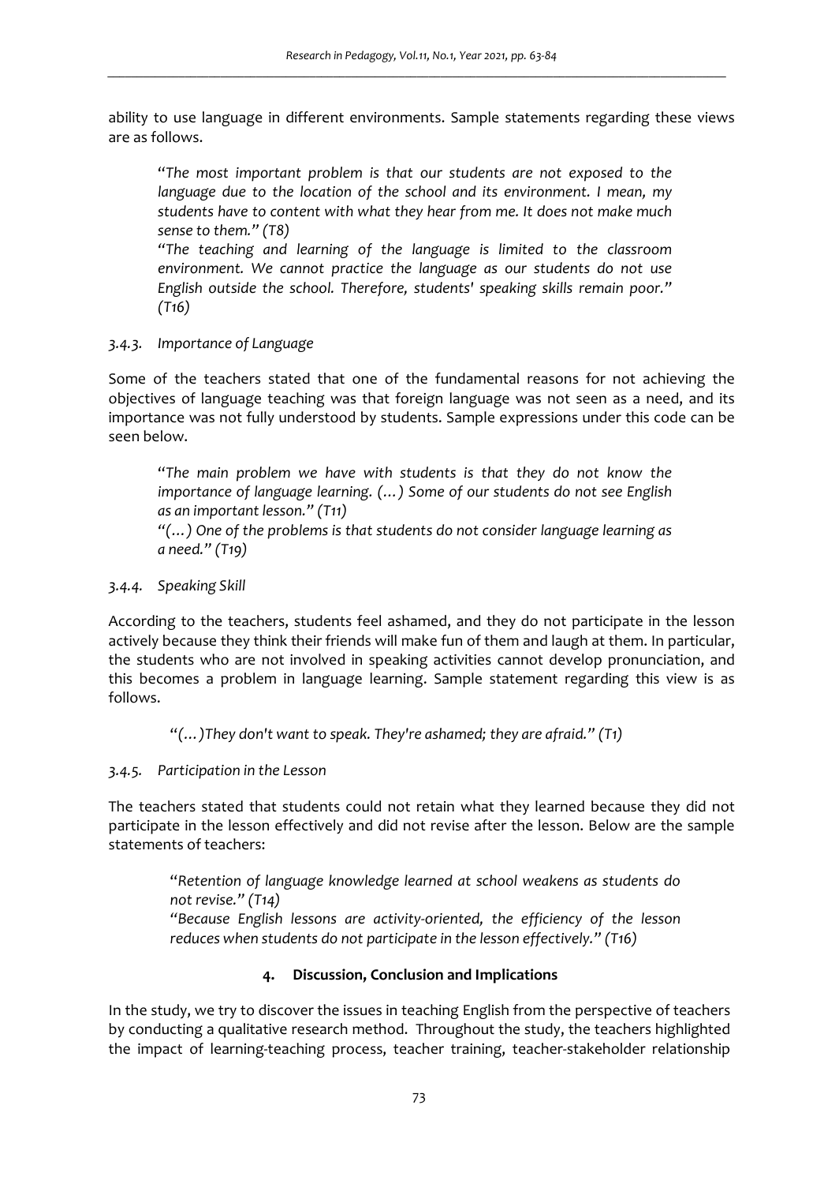ability to use language in different environments. Sample statements regarding these views are as follows.

> "*The most important problem is that our students are not exposed to the language due to the location of the school and its environment. I mean, my students have to content with what they hear from me. It does not make much sense to them." (T8)*
>
> *"The teaching and learning of the language is limited to the classroom environment. We cannot practice the language as our students do not use English outside the school. Therefore, students' speaking skills remain poor." (T16)*

### *3.4.3. Importance of Language*

Some of the teachers stated that one of the fundamental reasons for not achieving the objectives of language teaching was that foreign language was not seen as a need, and its importance was not fully understood by students. Sample expressions under this code can be seen below.

> *"The main problem we have with students is that they do not know the importance of language learning. (…) Some of our students do not see English as an important lesson." (T11)*
>
> *"(…) One of the problems is that students do not consider language learning as a need." (T19)*

### *3.4.4. Speaking Skill*

According to the teachers, students feel ashamed, and they do not participate in the lesson actively because they think their friends will make fun of them and laugh at them. In particular, the students who are not involved in speaking activities cannot develop pronunciation, and this becomes a problem in language learning. Sample statement regarding this view is as follows.

> *"(…)They don't want to speak. They're ashamed; they are afraid." (T1)*

### *3.4.5. Participation in the Lesson*

The teachers stated that students could not retain what they learned because they did not participate in the lesson effectively and did not revise after the lesson. Below are the sample statements of teachers:

> *"Retention of language knowledge learned at school weakens as students do not revise." (T14)*
>
> *"Because English lessons are activity-oriented, the efficiency of the lesson reduces when students do not participate in the lesson effectively." (T16)*

## 4. Discussion, Conclusion and Implications

In the study, we try to discover the issues in teaching English from the perspective of teachers by conducting a qualitative research method. Throughout the study, the teachers highlighted the impact of learning-teaching process, teacher training, teacher-stakeholder relationship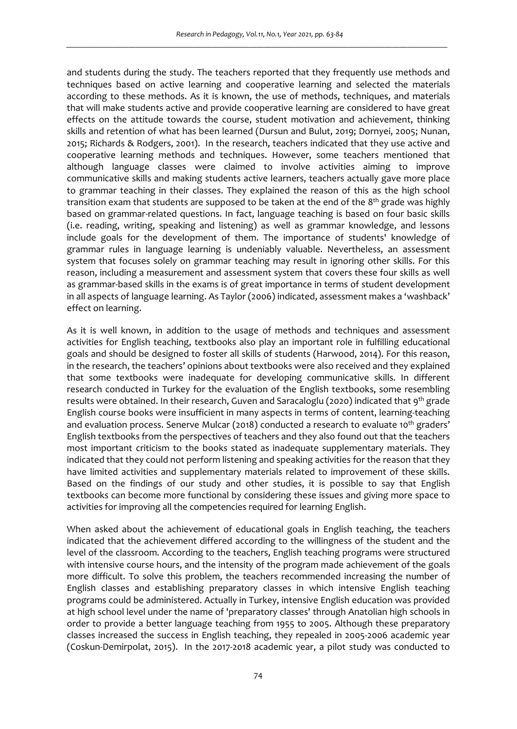and students during the study. The teachers reported that they frequently use methods and techniques based on active learning and cooperative learning and selected the materials according to these methods. As it is known, the use of methods, techniques, and materials that will make students active and provide cooperative learning are considered to have great effects on the attitude towards the course, student motivation and achievement, thinking skills and retention of what has been learned (Dursun and Bulut, 2019; Dornyei, 2005; Nunan, 2015; Richards & Rodgers, 2001). In the research, teachers indicated that they use active and cooperative learning methods and techniques. However, some teachers mentioned that although language classes were claimed to involve activities aiming to improve communicative skills and making students active learners, teachers actually gave more place to grammar teaching in their classes. They explained the reason of this as the high school transition exam that students are supposed to be taken at the end of the 8th grade was highly based on grammar-related questions. In fact, language teaching is based on four basic skills (i.e. reading, writing, speaking and listening) as well as grammar knowledge, and lessons include goals for the development of them. The importance of students' knowledge of grammar rules in language learning is undeniably valuable. Nevertheless, an assessment system that focuses solely on grammar teaching may result in ignoring other skills. For this reason, including a measurement and assessment system that covers these four skills as well as grammar-based skills in the exams is of great importance in terms of student development in all aspects of language learning. As Taylor (2006) indicated, assessment makes a 'washback' effect on learning.

As it is well known, in addition to the usage of methods and techniques and assessment activities for English teaching, textbooks also play an important role in fulfilling educational goals and should be designed to foster all skills of students (Harwood, 2014). For this reason, in the research, the teachers' opinions about textbooks were also received and they explained that some textbooks were inadequate for developing communicative skills. In different research conducted in Turkey for the evaluation of the English textbooks, some resembling results were obtained. In their research, Guven and Saracaloglu (2020) indicated that 9th grade English course books were insufficient in many aspects in terms of content, learning-teaching and evaluation process. Senerve Mulcar (2018) conducted a research to evaluate 10th graders' English textbooks from the perspectives of teachers and they also found out that the teachers most important criticism to the books stated as inadequate supplementary materials. They indicated that they could not perform listening and speaking activities for the reason that they have limited activities and supplementary materials related to improvement of these skills. Based on the findings of our study and other studies, it is possible to say that English textbooks can become more functional by considering these issues and giving more space to activities for improving all the competencies required for learning English.

When asked about the achievement of educational goals in English teaching, the teachers indicated that the achievement differed according to the willingness of the student and the level of the classroom. According to the teachers, English teaching programs were structured with intensive course hours, and the intensity of the program made achievement of the goals more difficult. To solve this problem, the teachers recommended increasing the number of English classes and establishing preparatory classes in which intensive English teaching programs could be administered. Actually in Turkey, intensive English education was provided at high school level under the name of 'preparatory classes' through Anatolian high schools in order to provide a better language teaching from 1955 to 2005. Although these preparatory classes increased the success in English teaching, they repealed in 2005-2006 academic year (Coskun-Demirpolat, 2015). In the 2017-2018 academic year, a pilot study was conducted to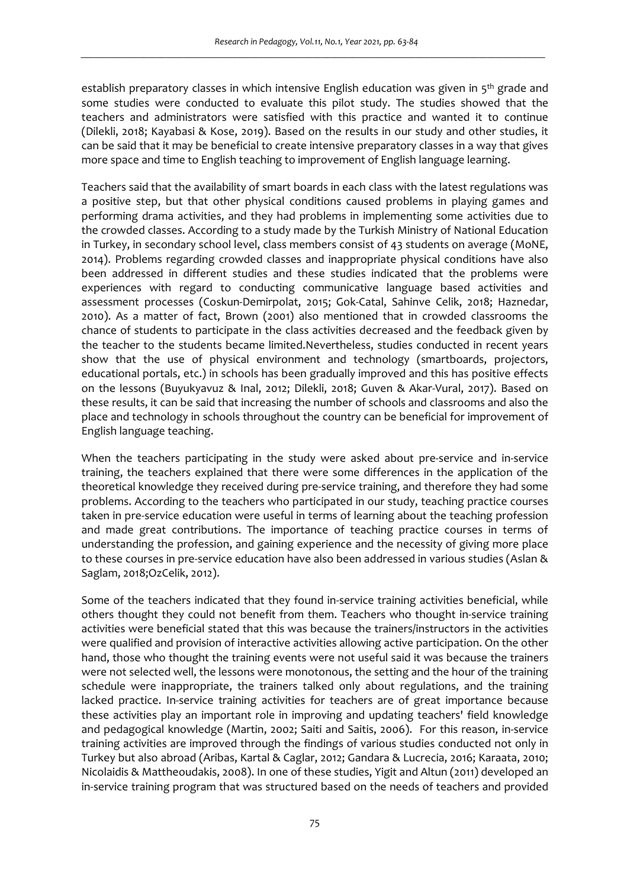establish preparatory classes in which intensive English education was given in 5th grade and some studies were conducted to evaluate this pilot study. The studies showed that the teachers and administrators were satisfied with this practice and wanted it to continue (Dilekli, 2018; Kayabasi & Kose, 2019). Based on the results in our study and other studies, it can be said that it may be beneficial to create intensive preparatory classes in a way that gives more space and time to English teaching to improvement of English language learning.

Teachers said that the availability of smart boards in each class with the latest regulations was a positive step, but that other physical conditions caused problems in playing games and performing drama activities, and they had problems in implementing some activities due to the crowded classes. According to a study made by the Turkish Ministry of National Education in Turkey, in secondary school level, class members consist of 43 students on average (MoNE, 2014). Problems regarding crowded classes and inappropriate physical conditions have also been addressed in different studies and these studies indicated that the problems were experiences with regard to conducting communicative language based activities and assessment processes (Coskun-Demirpolat, 2015; Gok-Catal, Sahinve Celik, 2018; Haznedar, 2010). As a matter of fact, Brown (2001) also mentioned that in crowded classrooms the chance of students to participate in the class activities decreased and the feedback given by the teacher to the students became limited.Nevertheless, studies conducted in recent years show that the use of physical environment and technology (smartboards, projectors, educational portals, etc.) in schools has been gradually improved and this has positive effects on the lessons (Buyukyavuz & Inal, 2012; Dilekli, 2018; Guven & Akar-Vural, 2017). Based on these results, it can be said that increasing the number of schools and classrooms and also the place and technology in schools throughout the country can be beneficial for improvement of English language teaching.

When the teachers participating in the study were asked about pre-service and in-service training, the teachers explained that there were some differences in the application of the theoretical knowledge they received during pre-service training, and therefore they had some problems. According to the teachers who participated in our study, teaching practice courses taken in pre-service education were useful in terms of learning about the teaching profession and made great contributions. The importance of teaching practice courses in terms of understanding the profession, and gaining experience and the necessity of giving more place to these courses in pre-service education have also been addressed in various studies (Aslan & Saglam, 2018;OzCelik, 2012).

Some of the teachers indicated that they found in-service training activities beneficial, while others thought they could not benefit from them. Teachers who thought in-service training activities were beneficial stated that this was because the trainers/instructors in the activities were qualified and provision of interactive activities allowing active participation. On the other hand, those who thought the training events were not useful said it was because the trainers were not selected well, the lessons were monotonous, the setting and the hour of the training schedule were inappropriate, the trainers talked only about regulations, and the training lacked practice. In-service training activities for teachers are of great importance because these activities play an important role in improving and updating teachers' field knowledge and pedagogical knowledge (Martin, 2002; Saiti and Saitis, 2006). For this reason, in-service training activities are improved through the findings of various studies conducted not only in Turkey but also abroad (Aribas, Kartal & Caglar, 2012; Gandara & Lucrecia, 2016; Karaata, 2010; Nicolaidis & Mattheoudakis, 2008). In one of these studies, Yigit and Altun (2011) developed an in-service training program that was structured based on the needs of teachers and provided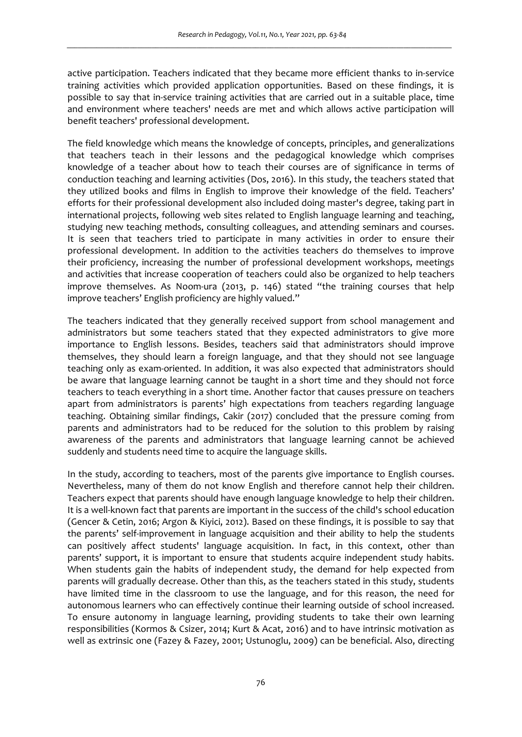active participation. Teachers indicated that they became more efficient thanks to in-service training activities which provided application opportunities. Based on these findings, it is possible to say that in-service training activities that are carried out in a suitable place, time and environment where teachers' needs are met and which allows active participation will benefit teachers' professional development.

The field knowledge which means the knowledge of concepts, principles, and generalizations that teachers teach in their lessons and the pedagogical knowledge which comprises knowledge of a teacher about how to teach their courses are of significance in terms of conduction teaching and learning activities (Dos, 2016). In this study, the teachers stated that they utilized books and films in English to improve their knowledge of the field. Teachers' efforts for their professional development also included doing master's degree, taking part in international projects, following web sites related to English language learning and teaching, studying new teaching methods, consulting colleagues, and attending seminars and courses. It is seen that teachers tried to participate in many activities in order to ensure their professional development. In addition to the activities teachers do themselves to improve their proficiency, increasing the number of professional development workshops, meetings and activities that increase cooperation of teachers could also be organized to help teachers improve themselves. As Noom-ura (2013, p. 146) stated "the training courses that help improve teachers' English proficiency are highly valued."

The teachers indicated that they generally received support from school management and administrators but some teachers stated that they expected administrators to give more importance to English lessons. Besides, teachers said that administrators should improve themselves, they should learn a foreign language, and that they should not see language teaching only as exam-oriented. In addition, it was also expected that administrators should be aware that language learning cannot be taught in a short time and they should not force teachers to teach everything in a short time. Another factor that causes pressure on teachers apart from administrators is parents' high expectations from teachers regarding language teaching. Obtaining similar findings, Cakir (2017) concluded that the pressure coming from parents and administrators had to be reduced for the solution to this problem by raising awareness of the parents and administrators that language learning cannot be achieved suddenly and students need time to acquire the language skills.

In the study, according to teachers, most of the parents give importance to English courses. Nevertheless, many of them do not know English and therefore cannot help their children. Teachers expect that parents should have enough language knowledge to help their children. It is a well-known fact that parents are important in the success of the child's school education (Gencer & Cetin, 2016; Argon & Kiyici, 2012). Based on these findings, it is possible to say that the parents' self-improvement in language acquisition and their ability to help the students can positively affect students' language acquisition. In fact, in this context, other than parents' support, it is important to ensure that students acquire independent study habits. When students gain the habits of independent study, the demand for help expected from parents will gradually decrease. Other than this, as the teachers stated in this study, students have limited time in the classroom to use the language, and for this reason, the need for autonomous learners who can effectively continue their learning outside of school increased. To ensure autonomy in language learning, providing students to take their own learning responsibilities (Kormos & Csizer, 2014; Kurt & Acat, 2016) and to have intrinsic motivation as well as extrinsic one (Fazey & Fazey, 2001; Ustunoglu, 2009) can be beneficial. Also, directing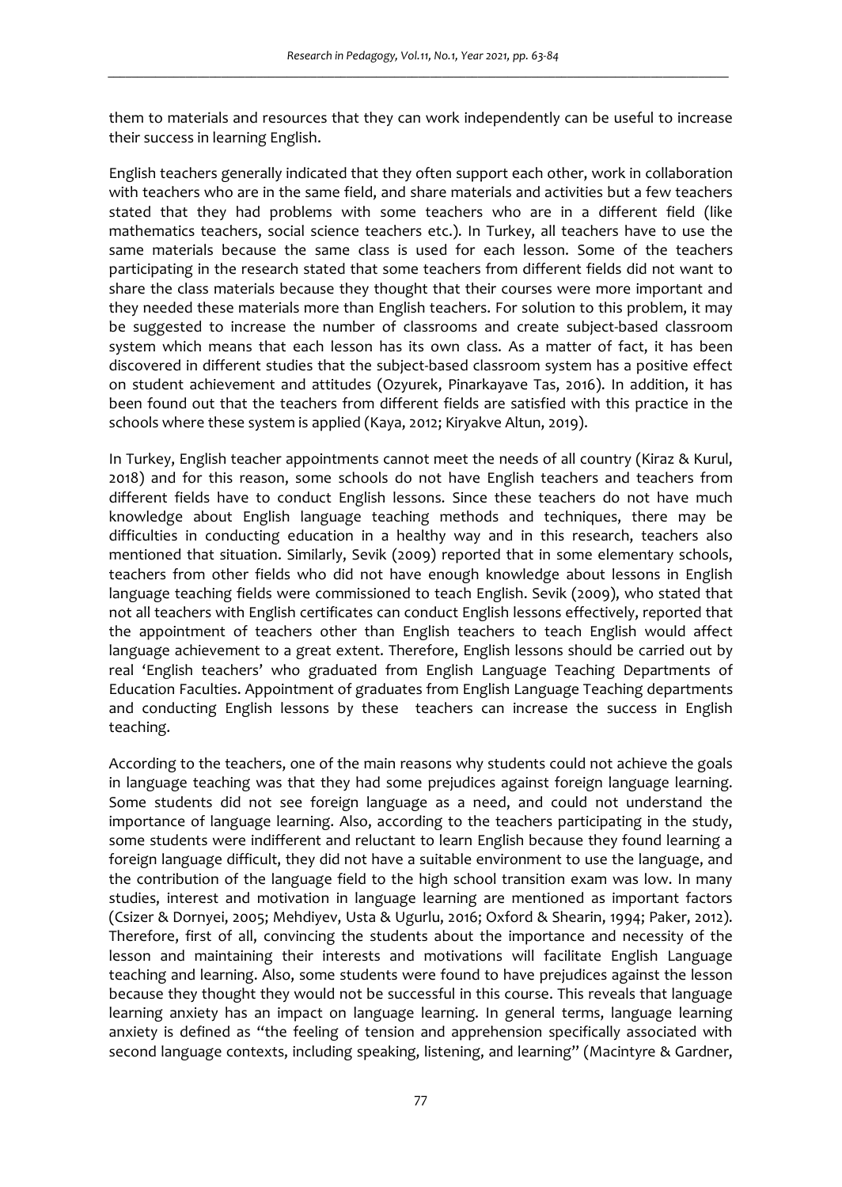them to materials and resources that they can work independently can be useful to increase their success in learning English.

English teachers generally indicated that they often support each other, work in collaboration with teachers who are in the same field, and share materials and activities but a few teachers stated that they had problems with some teachers who are in a different field (like mathematics teachers, social science teachers etc.). In Turkey, all teachers have to use the same materials because the same class is used for each lesson. Some of the teachers participating in the research stated that some teachers from different fields did not want to share the class materials because they thought that their courses were more important and they needed these materials more than English teachers. For solution to this problem, it may be suggested to increase the number of classrooms and create subject-based classroom system which means that each lesson has its own class. As a matter of fact, it has been discovered in different studies that the subject-based classroom system has a positive effect on student achievement and attitudes (Ozyurek, Pinarkayave Tas, 2016). In addition, it has been found out that the teachers from different fields are satisfied with this practice in the schools where these system is applied (Kaya, 2012; Kiryakve Altun, 2019).

In Turkey, English teacher appointments cannot meet the needs of all country (Kiraz & Kurul, 2018) and for this reason, some schools do not have English teachers and teachers from different fields have to conduct English lessons. Since these teachers do not have much knowledge about English language teaching methods and techniques, there may be difficulties in conducting education in a healthy way and in this research, teachers also mentioned that situation. Similarly, Sevik (2009) reported that in some elementary schools, teachers from other fields who did not have enough knowledge about lessons in English language teaching fields were commissioned to teach English. Sevik (2009), who stated that not all teachers with English certificates can conduct English lessons effectively, reported that the appointment of teachers other than English teachers to teach English would affect language achievement to a great extent. Therefore, English lessons should be carried out by real 'English teachers' who graduated from English Language Teaching Departments of Education Faculties. Appointment of graduates from English Language Teaching departments and conducting English lessons by these teachers can increase the success in English teaching.

According to the teachers, one of the main reasons why students could not achieve the goals in language teaching was that they had some prejudices against foreign language learning. Some students did not see foreign language as a need, and could not understand the importance of language learning. Also, according to the teachers participating in the study, some students were indifferent and reluctant to learn English because they found learning a foreign language difficult, they did not have a suitable environment to use the language, and the contribution of the language field to the high school transition exam was low. In many studies, interest and motivation in language learning are mentioned as important factors (Csizer & Dornyei, 2005; Mehdiyev, Usta & Ugurlu, 2016; Oxford & Shearin, 1994; Paker, 2012). Therefore, first of all, convincing the students about the importance and necessity of the lesson and maintaining their interests and motivations will facilitate English Language teaching and learning. Also, some students were found to have prejudices against the lesson because they thought they would not be successful in this course. This reveals that language learning anxiety has an impact on language learning. In general terms, language learning anxiety is defined as "the feeling of tension and apprehension specifically associated with second language contexts, including speaking, listening, and learning" (Macintyre & Gardner,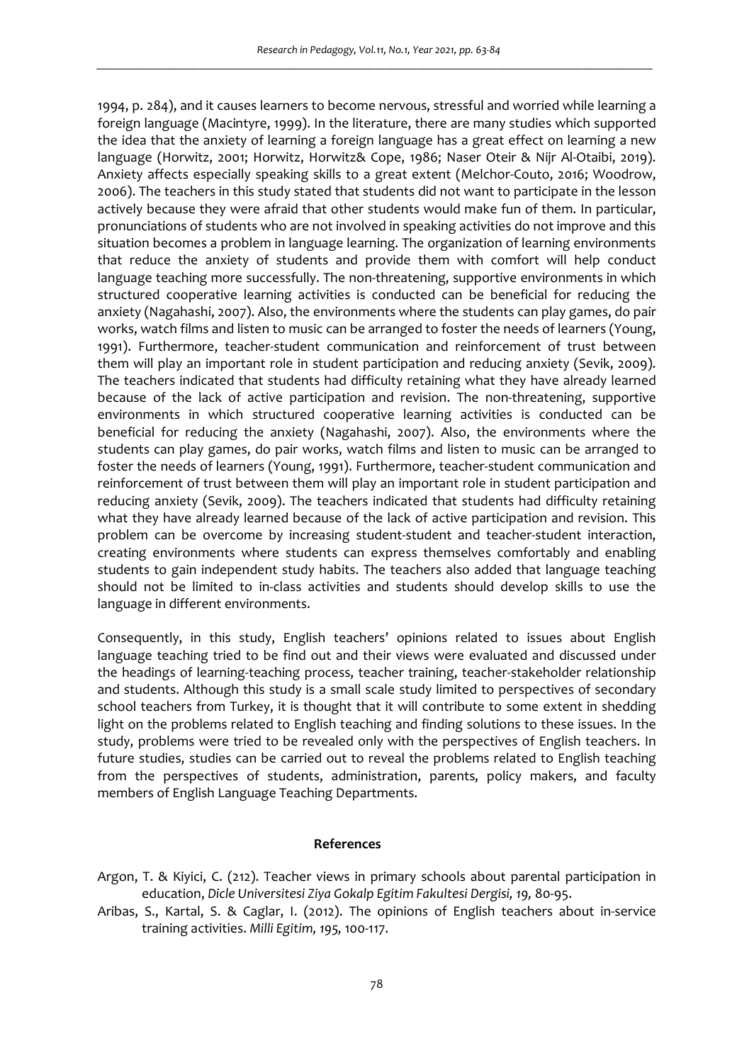1994, p. 284), and it causes learners to become nervous, stressful and worried while learning a foreign language (Macintyre, 1999). In the literature, there are many studies which supported the idea that the anxiety of learning a foreign language has a great effect on learning a new language (Horwitz, 2001; Horwitz, Horwitz& Cope, 1986; Naser Oteir & Nijr Al-Otaibi, 2019). Anxiety affects especially speaking skills to a great extent (Melchor-Couto, 2016; Woodrow, 2006). The teachers in this study stated that students did not want to participate in the lesson actively because they were afraid that other students would make fun of them. In particular, pronunciations of students who are not involved in speaking activities do not improve and this situation becomes a problem in language learning. The organization of learning environments that reduce the anxiety of students and provide them with comfort will help conduct language teaching more successfully. The non-threatening, supportive environments in which structured cooperative learning activities is conducted can be beneficial for reducing the anxiety (Nagahashi, 2007). Also, the environments where the students can play games, do pair works, watch films and listen to music can be arranged to foster the needs of learners (Young, 1991). Furthermore, teacher-student communication and reinforcement of trust between them will play an important role in student participation and reducing anxiety (Sevik, 2009). The teachers indicated that students had difficulty retaining what they have already learned because of the lack of active participation and revision. The non-threatening, supportive environments in which structured cooperative learning activities is conducted can be beneficial for reducing the anxiety (Nagahashi, 2007). Also, the environments where the students can play games, do pair works, watch films and listen to music can be arranged to foster the needs of learners (Young, 1991). Furthermore, teacher-student communication and reinforcement of trust between them will play an important role in student participation and reducing anxiety (Sevik, 2009). The teachers indicated that students had difficulty retaining what they have already learned because of the lack of active participation and revision. This problem can be overcome by increasing student-student and teacher-student interaction, creating environments where students can express themselves comfortably and enabling students to gain independent study habits. The teachers also added that language teaching should not be limited to in-class activities and students should develop skills to use the language in different environments.

Consequently, in this study, English teachers' opinions related to issues about English language teaching tried to be find out and their views were evaluated and discussed under the headings of learning-teaching process, teacher training, teacher-stakeholder relationship and students. Although this study is a small scale study limited to perspectives of secondary school teachers from Turkey, it is thought that it will contribute to some extent in shedding light on the problems related to English teaching and finding solutions to these issues. In the study, problems were tried to be revealed only with the perspectives of English teachers. In future studies, studies can be carried out to reveal the problems related to English teaching from the perspectives of students, administration, parents, policy makers, and faculty members of English Language Teaching Departments.

## References

Argon, T. & Kiyici, C. (212). Teacher views in primary schools about parental participation in education, *Dicle Universitesi Ziya Gokalp Egitim Fakultesi Dergisi, 19,* 80-95.

Aribas, S., Kartal, S. & Caglar, I. (2012). The opinions of English teachers about in-service training activities. *Milli Egitim, 195,* 100-117.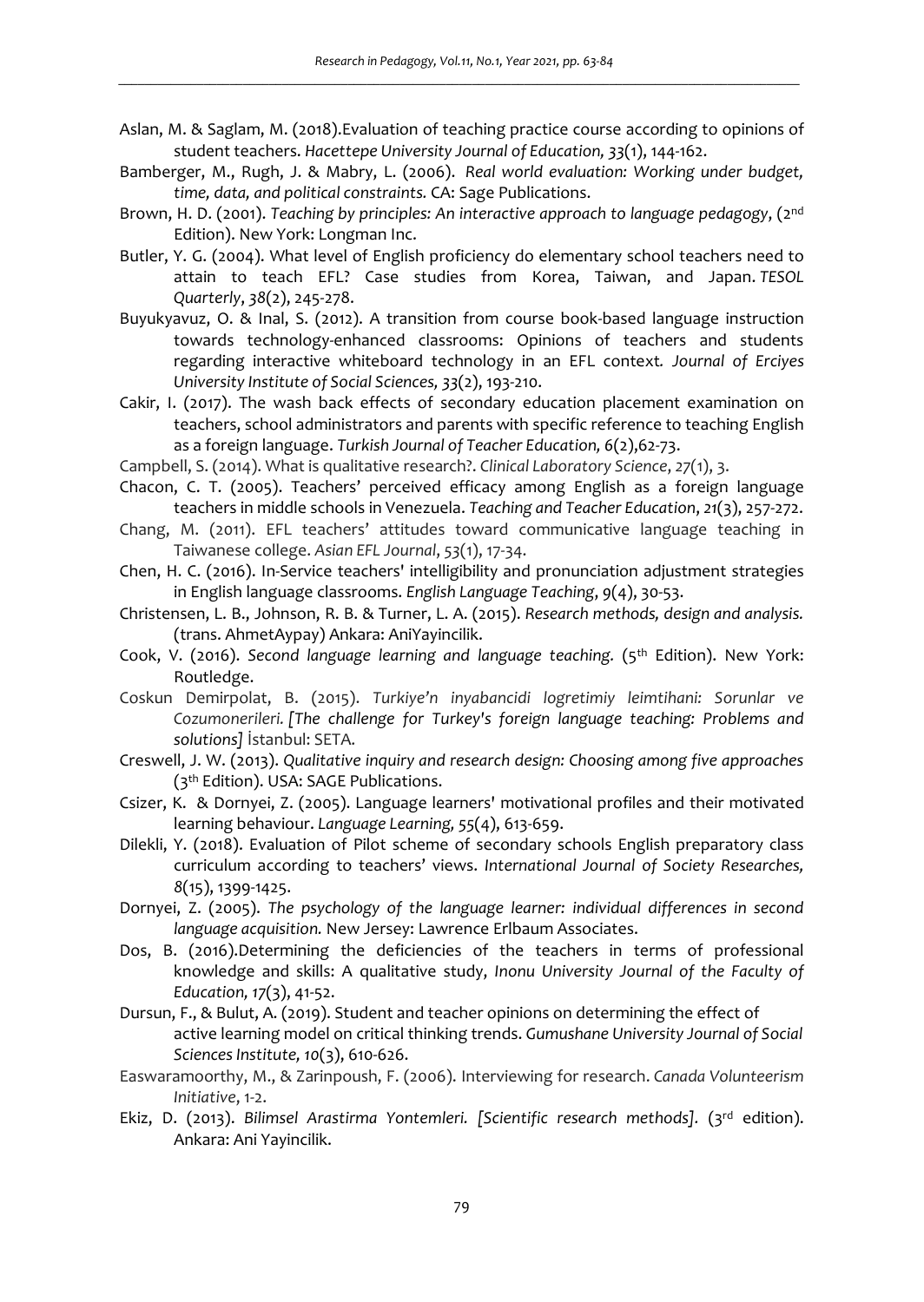Aslan, M. & Saglam, M. (2018).Evaluation of teaching practice course according to opinions of student teachers. *Hacettepe University Journal of Education, 33*(1), 144-162.

Bamberger, M., Rugh, J. & Mabry, L. (2006). *Real world evaluation: Working under budget, time, data, and political constraints.* CA: Sage Publications.

Brown, H. D. (2001). *Teaching by principles: An interactive approach to language pedagogy*, (2nd Edition). New York: Longman Inc.

Butler, Y. G. (2004). What level of English proficiency do elementary school teachers need to attain to teach EFL? Case studies from Korea, Taiwan, and Japan. *TESOL Quarterly*, *38*(2), 245-278.

Buyukyavuz, O. & Inal, S. (2012). A transition from course book-based language instruction towards technology-enhanced classrooms: Opinions of teachers and students regarding interactive whiteboard technology in an EFL context. *Journal of Erciyes University Institute of Social Sciences, 33*(2), 193-210.

Cakir, I. (2017). The wash back effects of secondary education placement examination on teachers, school administrators and parents with specific reference to teaching English as a foreign language. *Turkish Journal of Teacher Education, 6*(2),62-73.

Campbell, S. (2014). What is qualitative research?. *Clinical Laboratory Science*, *27*(1), 3.

Chacon, C. T. (2005). Teachers' perceived efficacy among English as a foreign language teachers in middle schools in Venezuela. *Teaching and Teacher Education*, *21*(3), 257-272.

Chang, M. (2011). EFL teachers' attitudes toward communicative language teaching in Taiwanese college. *Asian EFL Journal*, *53*(1), 17-34.

Chen, H. C. (2016). In-Service teachers' intelligibility and pronunciation adjustment strategies in English language classrooms. *English Language Teaching*, *9*(4), 30-53.

Christensen, L. B., Johnson, R. B. & Turner, L. A. (2015). *Research methods, design and analysis.* (trans. AhmetAypay) Ankara: AniYayincilik.

Cook, V. (2016). *Second language learning and language teaching.* (5th Edition). New York: Routledge.

Coskun Demirpolat, B. (2015). *Turkiye'n inyabancidi logretimiy leimtihani: Sorunlar ve Cozumonerileri. [The challenge for Turkey's foreign language teaching: Problems and solutions]* İstanbul: SETA.

Creswell, J. W. (2013). *Qualitative inquiry and research design: Choosing among five approaches* (3th Edition). USA: SAGE Publications.

Csizer, K. & Dornyei, Z. (2005). Language learners' motivational profiles and their motivated learning behaviour. *Language Learning, 55*(4), 613-659.

Dilekli, Y. (2018). Evaluation of Pilot scheme of secondary schools English preparatory class curriculum according to teachers' views. *International Journal of Society Researches, 8*(15), 1399-1425.

Dornyei, Z. (2005). *The psychology of the language learner: individual differences in second language acquisition.* New Jersey: Lawrence Erlbaum Associates.

Dos, B. (2016).Determining the deficiencies of the teachers in terms of professional knowledge and skills: A qualitative study, *Inonu University Journal of the Faculty of Education, 17*(3), 41-52.

Dursun, F., & Bulut, A. (2019). Student and teacher opinions on determining the effect of active learning model on critical thinking trends. *Gumushane University Journal of Social Sciences Institute, 10*(3), 610-626.

Easwaramoorthy, M., & Zarinpoush, F. (2006). Interviewing for research. *Canada Volunteerism Initiative*, 1-2.

Ekiz, D. (2013). *Bilimsel Arastirma Yontemleri. [Scientific research methods].* (3rd edition). Ankara: Ani Yayincilik.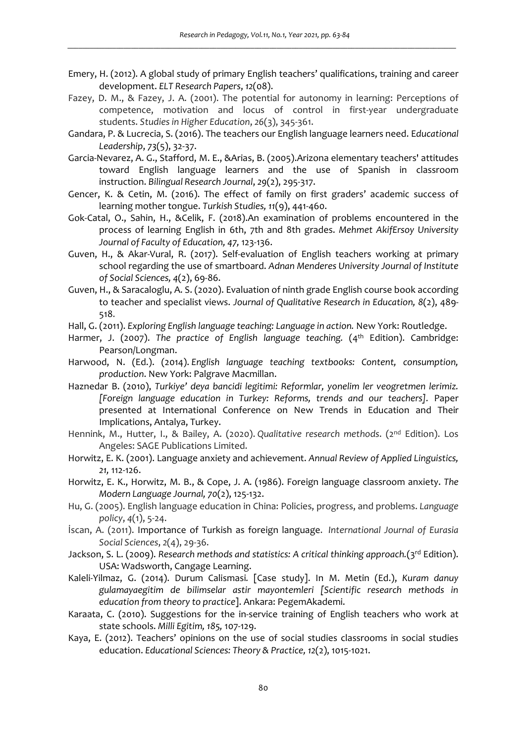Emery, H. (2012). A global study of primary English teachers' qualifications, training and career development. *ELT Research Papers*, *12*(08).

Fazey, D. M., & Fazey, J. A. (2001). The potential for autonomy in learning: Perceptions of competence, motivation and locus of control in first-year undergraduate students. *Studies in Higher Education*, *26*(3), 345-361.

Gandara, P. & Lucrecia, S. (2016). The teachers our English language learners need. *Educational Leadership*, *73*(5), 32-37.

Garcia-Nevarez, A. G., Stafford, M. E., &Arias, B. (2005).Arizona elementary teachers' attitudes toward English language learners and the use of Spanish in classroom instruction. *Bilingual Research Journal*, *29*(2), 295-317.

Gencer, K. & Cetin, M. (2016). The effect of family on first graders' academic success of learning mother tongue. *Turkish Studies, 11*(9), 441-460.

Gok-Catal, O., Sahin, H., &Celik, F. (2018).An examination of problems encountered in the process of learning English in 6th, 7th and 8th grades. *Mehmet AkifErsoy University Journal of Faculty of Education, 47,* 123-136.

Guven, H., & Akar-Vural, R. (2017). Self-evaluation of English teachers working at primary school regarding the use of smartboard. *Adnan Menderes University Journal of Institute of Social Sciences, 4*(2), 69-86.

Guven, H., & Saracaloglu, A. S. (2020). Evaluation of ninth grade English course book according to teacher and specialist views. *Journal of Qualitative Research in Education, 8*(2), 489-518.

Hall, G. (2011). *Exploring English language teaching: Language in action.* New York: Routledge.

Harmer, J. (2007). *The practice of English language teaching.* (4th Edition). Cambridge: Pearson/Longman.

Harwood, N. (Ed.). (2014). *English language teaching textbooks: Content, consumption, production*. New York: Palgrave Macmillan.

Haznedar B. (2010), *Turkiye' deya bancidi legitimi: Reformlar, yonelim ler veogretmen lerimiz. [Foreign language education in Turkey: Reforms, trends and our teachers].* Paper presented at International Conference on New Trends in Education and Their Implications, Antalya, Turkey.

Hennink, M., Hutter, I., & Bailey, A. (2020). *Qualitative research methods*. (2nd Edition). Los Angeles: SAGE Publications Limited.

Horwitz, E. K. (2001). Language anxiety and achievement. *Annual Review of Applied Linguistics, 21,* 112-126.

Horwitz, E. K., Horwitz, M. B., & Cope, J. A. (1986). Foreign language classroom anxiety. *The Modern Language Journal, 70*(2), 125-132.

Hu, G. (2005). English language education in China: Policies, progress, and problems. *Language policy*, *4*(1), 5-24.

İscan, A. (2011). Importance of Turkish as foreign language. *International Journal of Eurasia Social Sciences*, *2*(4), 29-36.

Jackson, S. L. (2009). *Research methods and statistics: A critical thinking approach.*(3rd Edition). USA: Wadsworth, Cangage Learning.

Kaleli-Yilmaz, G. (2014). Durum Calismasi. [Case study]. In M. Metin (Ed.), *Kuram danuy gulamayaegitim de bilimselar astir mayontemleri [Scientific research methods in education from theory to practice*]. Ankara: PegemAkademi.

Karaata, C. (2010). Suggestions for the in-service training of English teachers who work at state schools. *Milli Egitim, 185,* 107-129.

Kaya, E. (2012). Teachers' opinions on the use of social studies classrooms in social studies education. *Educational Sciences: Theory & Practice, 12*(2), 1015-1021.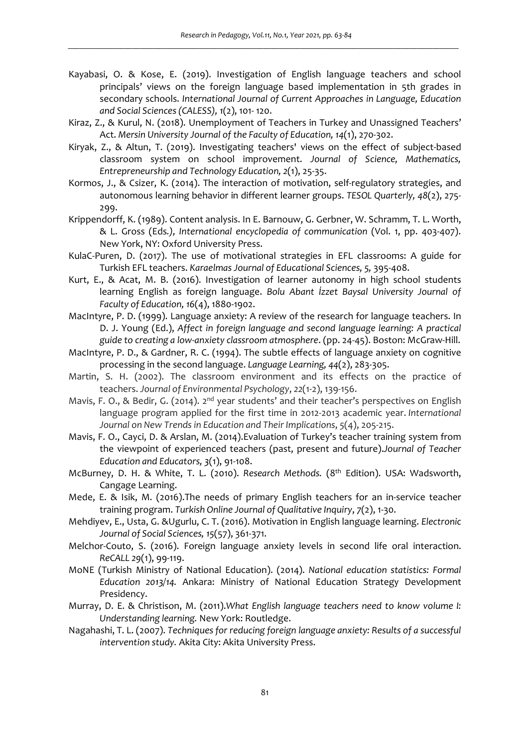Kayabasi, O. & Kose, E. (2019). Investigation of English language teachers and school principals' views on the foreign language based implementation in 5th grades in secondary schools. *International Journal of Current Approaches in Language, Education and Social Sciences (CALESS), 1*(2), 101- 120.

Kiraz, Z., & Kurul, N. (2018). Unemployment of Teachers in Turkey and Unassigned Teachers' Act. *Mersin University Journal of the Faculty of Education, 14*(1), 270-302.

Kiryak, Z., & Altun, T. (2019). Investigating teachers' views on the effect of subject-based classroom system on school improvement. *Journal of Science, Mathematics, Entrepreneurship and Technology Education, 2*(1), 25-35.

Kormos, J., & Csizer, K. (2014). The interaction of motivation, self-regulatory strategies, and autonomous learning behavior in different learner groups. *TESOL Quarterly, 48*(2), 275-299.

Krippendorff, K. (1989). Content analysis. In E. Barnouw, G. Gerbner, W. Schramm, T. L. Worth, & L. Gross (Eds*.), International encyclopedia of communication* (Vol. 1, pp. 403-407). New York, NY: Oxford University Press.

KulaC-Puren, D. (2017). The use of motivational strategies in EFL classrooms: A guide for Turkish EFL teachers. *Karaelmas Journal of Educational Sciences, 5,* 395-408.

Kurt, E., & Acat, M. B. (2016). Investigation of learner autonomy in high school students learning English as foreign language. *Bolu Abant İzzet Baysal University Journal of Faculty of Education, 16*(4), 1880-1902.

MacIntyre, P. D. (1999). Language anxiety: A review of the research for language teachers. In D. J. Young (Ed.), *Affect in foreign language and second language learning: A practical guide to creating a low-anxiety classroom atmosphere*. (pp. 24-45). Boston: McGraw-Hill.

MacIntyre, P. D., & Gardner, R. C. (1994). The subtle effects of language anxiety on cognitive processing in the second language. *Language Learning, 44*(2), 283-305.

Martin, S. H. (2002). The classroom environment and its effects on the practice of teachers. *Journal of Environmental Psychology*, *22*(1-2), 139-156.

Mavis, F. O., & Bedir, G. (2014). 2nd year students' and their teacher's perspectives on English language program applied for the first time in 2012-2013 academic year. *International Journal on New Trends in Education and Their Implications*, *5*(4), 205-215.

Mavis, F. O., Cayci, D. & Arslan, M. (2014).Evaluation of Turkey's teacher training system from the viewpoint of experienced teachers (past, present and future).*Journal of Teacher Education and Educators, 3*(1), 91-108.

McBurney, D. H. & White, T. L. (2010). *Research Methods.* (8th Edition). USA: Wadsworth, Cangage Learning.

Mede, E. & Isik, M. (2016).The needs of primary English teachers for an in-service teacher training program. *Turkish Online Journal of Qualitative Inquiry*, *7*(2), 1-30.

Mehdiyev, E., Usta, G. &Ugurlu, C. T. (2016). Motivation in English language learning. *Electronic Journal of Social Sciences, 15*(57), 361-371.

Melchor-Couto, S. (2016). Foreign language anxiety levels in second life oral interaction. *ReCALL 29*(1), 99-119.

MoNE (Turkish Ministry of National Education). (2014). *National education statistics: Formal Education 2013/14.* Ankara: Ministry of National Education Strategy Development Presidency.

Murray, D. E. & Christison, M. (2011).*What English language teachers need to know volume I: Understanding learning.* New York: Routledge.

Nagahashi, T. L. (2007). *Techniques for reducing foreign language anxiety: Results of a successful intervention study.* Akita City: Akita University Press.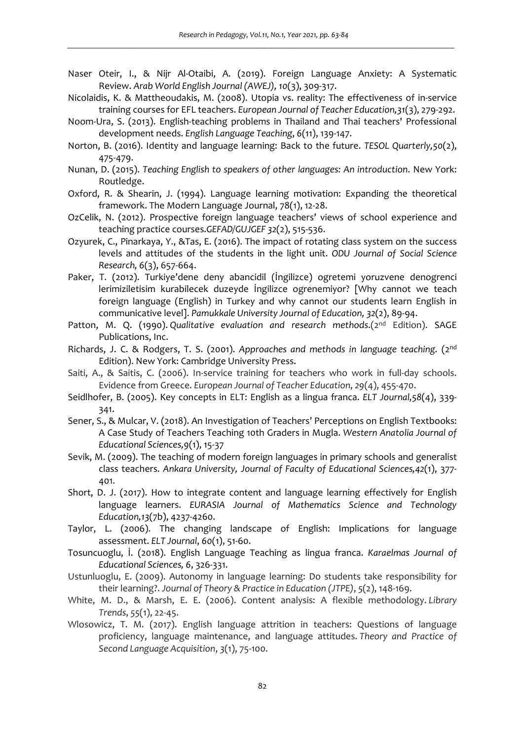Naser Oteir, I., & Nijr Al-Otaibi, A. (2019). Foreign Language Anxiety: A Systematic Review. *Arab World English Journal (AWEJ), 10*(3), 309-317.

Nicolaidis, K. & Mattheoudakis, M. (2008). Utopia vs. reality: The effectiveness of in-service training courses for EFL teachers. *European Journal of Teacher Education,31*(3), 279-292.

Noom-Ura, S. (2013). English-teaching problems in Thailand and Thai teachers' Professional development needs. *English Language Teaching*, *6*(11), 139-147.

Norton, B. (2016). Identity and language learning: Back to the future. *TESOL Quarterly,50*(2), 475-479.

Nunan, D. (2015). *Teaching English to speakers of other languages: An introduction*. New York: Routledge.

Oxford, R. & Shearin, J. (1994). Language learning motivation: Expanding the theoretical framework. The Modern Language Journal, 78(1), 12-28.

OzCelik, N. (2012). Prospective foreign language teachers' views of school experience and teaching practice courses.*GEFAD/GUJGEF 32*(2), 515-536.

Ozyurek, C., Pinarkaya, Y., &Tas, E. (2016). The impact of rotating class system on the success levels and attitudes of the students in the light unit. *ODU Journal of Social Science Research, 6*(3), 657-664.

Paker, T. (2012). Turkiye'dene deny abancidil (İngilizce) ogretemi yoruzvene denogrenci lerimiziletisim kurabilecek duzeyde İngilizce ogrenemiyor? [Why cannot we teach foreign language (English) in Turkey and why cannot our students learn English in communicative level]. *Pamukkale University Journal of Education, 32*(2), 89-94.

Patton, M. Q. (1990). *Qualitative evaluation and research methods*.(2nd Edition). SAGE Publications, Inc.

Richards, J. C. & Rodgers, T. S. (2001). *Approaches and methods in language teaching.* (2nd Edition). New York: Cambridge University Press.

Saiti, A., & Saitis, C. (2006). In-service training for teachers who work in full-day schools. Evidence from Greece. *European Journal of Teacher Education*, *29*(4), 455-470.

Seidlhofer, B. (2005). Key concepts in ELT: English as a lingua franca. *ELT Journal,58*(4), 339-341.

Sener, S., & Mulcar, V. (2018). An Investigation of Teachers' Perceptions on English Textbooks: A Case Study of Teachers Teaching 10th Graders in Mugla. *Western Anatolia Journal of Educational Sciences,9*(1), 15-37

Sevik, M. (2009). The teaching of modern foreign languages in primary schools and generalist class teachers. *Ankara University, Journal of Faculty of Educational Sciences,42*(1), 377-401.

Short, D. J. (2017). How to integrate content and language learning effectively for English language learners. *EURASIA Journal of Mathematics Science and Technology Education,13*(7b), 4237-4260.

Taylor, L. (2006). The changing landscape of English: Implications for language assessment. *ELT Journal*, *60*(1), 51-60.

Tosuncuoglu, İ. (2018). English Language Teaching as lingua franca. *Karaelmas Journal of Educational Sciences,* 6, 326-331.

Ustunluoglu, E. (2009). Autonomy in language learning: Do students take responsibility for their learning?. *Journal of Theory & Practice in Education (JTPE)*, *5*(2), 148-169.

White, M. D., & Marsh, E. E. (2006). Content analysis: A flexible methodology. *Library Trends*, *55*(1), 22-45.

Wlosowicz, T. M. (2017). English language attrition in teachers: Questions of language proficiency, language maintenance, and language attitudes. *Theory and Practice of Second Language Acquisition*, *3*(1), 75-100.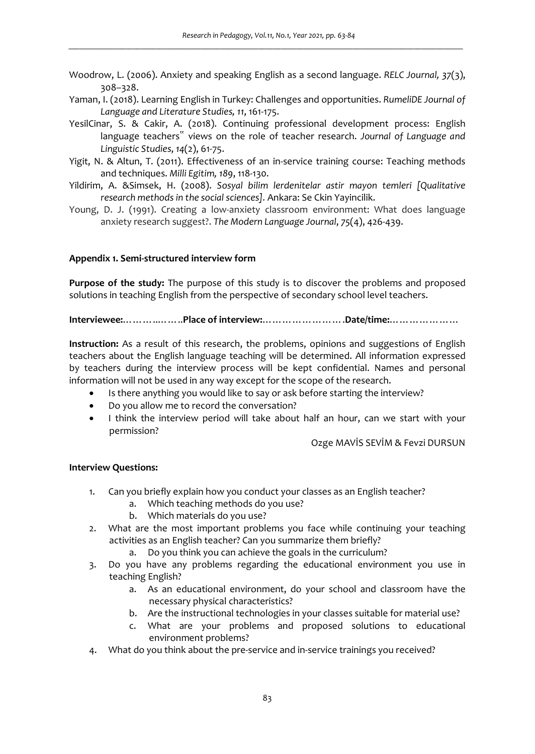Woodrow, L. (2006). Anxiety and speaking English as a second language. *RELC Journal, 37*(3), 308–328.

Yaman, I. (2018). Learning English in Turkey: Challenges and opportunities. *RumeliDE Journal of Language and Literature Studies, 11*, 161-175.

YesilCinar, S. & Cakir, A. (2018). Continuing professional development process: English language teachers" views on the role of teacher research. *Journal of Language and Linguistic Studies*, *14*(2), 61-75.

Yigit, N. & Altun, T. (2011). Effectiveness of an in-service training course: Teaching methods and techniques. *Milli Egitim, 189*, 118-130.

Yildirim, A. &Simsek, H. (2008). *Sosyal bilim lerdenitelar astir mayon temleri [Qualitative research methods in the social sciences].* Ankara: Se Ckin Yayincilik.

Young, D. J. (1991). Creating a low-anxiety classroom environment: What does language anxiety research suggest?. *The Modern Language Journal*, *75*(4), 426-439.

## Appendix 1. Semi-structured interview form

**Purpose of the study:** The purpose of this study is to discover the problems and proposed solutions in teaching English from the perspective of secondary school level teachers.

**Interviewee:………..……..Place of interview:…………………….Date/time:…………………**

**Instruction:** As a result of this research, the problems, opinions and suggestions of English teachers about the English language teaching will be determined. All information expressed by teachers during the interview process will be kept confidential. Names and personal information will not be used in any way except for the scope of the research.

- Is there anything you would like to say or ask before starting the interview?
- Do you allow me to record the conversation?
- I think the interview period will take about half an hour, can we start with your permission?

Ozge MAVİS SEVİM & Fevzi DURSUN

**Interview Questions:**

1. Can you briefly explain how you conduct your classes as an English teacher?
   a. Which teaching methods do you use?
   b. Which materials do you use?
2. What are the most important problems you face while continuing your teaching activities as an English teacher? Can you summarize them briefly?
   a. Do you think you can achieve the goals in the curriculum?
3. Do you have any problems regarding the educational environment you use in teaching English?
   a. As an educational environment, do your school and classroom have the necessary physical characteristics?
   b. Are the instructional technologies in your classes suitable for material use?
   c. What are your problems and proposed solutions to educational environment problems?
4. What do you think about the pre-service and in-service trainings you received?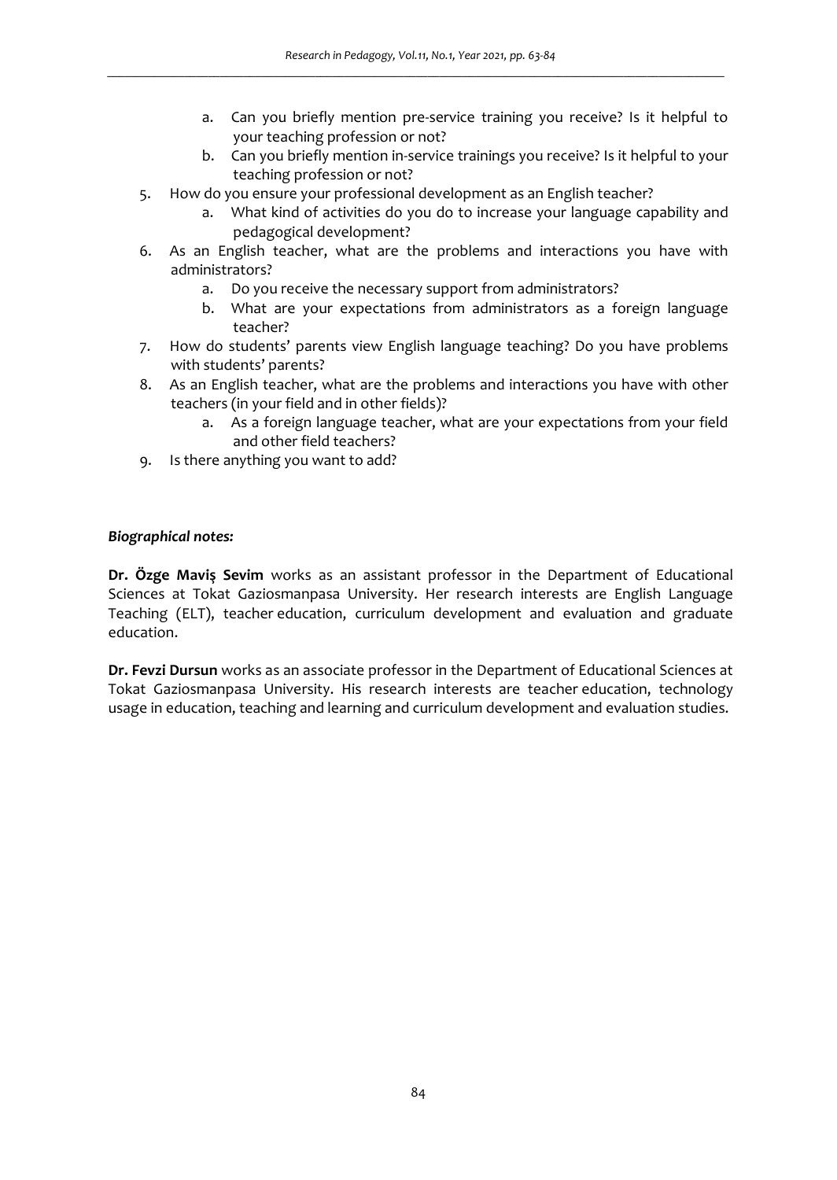a. Can you briefly mention pre-service training you receive? Is it helpful to your teaching profession or not?
   b. Can you briefly mention in-service trainings you receive? Is it helpful to your teaching profession or not?

5. How do you ensure your professional development as an English teacher?
   a. What kind of activities do you do to increase your language capability and pedagogical development?
6. As an English teacher, what are the problems and interactions you have with administrators?
   a. Do you receive the necessary support from administrators?
   b. What are your expectations from administrators as a foreign language teacher?
7. How do students' parents view English language teaching? Do you have problems with students' parents?
8. As an English teacher, what are the problems and interactions you have with other teachers (in your field and in other fields)?
   a. As a foreign language teacher, what are your expectations from your field and other field teachers?
9. Is there anything you want to add?

***Biographical notes:***

**Dr. Özge Maviş Sevim** works as an assistant professor in the Department of Educational Sciences at Tokat Gaziosmanpasa University. Her research interests are English Language Teaching (ELT), teacher education, curriculum development and evaluation and graduate education.

**Dr. Fevzi Dursun** works as an associate professor in the Department of Educational Sciences at Tokat Gaziosmanpasa University. His research interests are teacher education, technology usage in education, teaching and learning and curriculum development and evaluation studies.